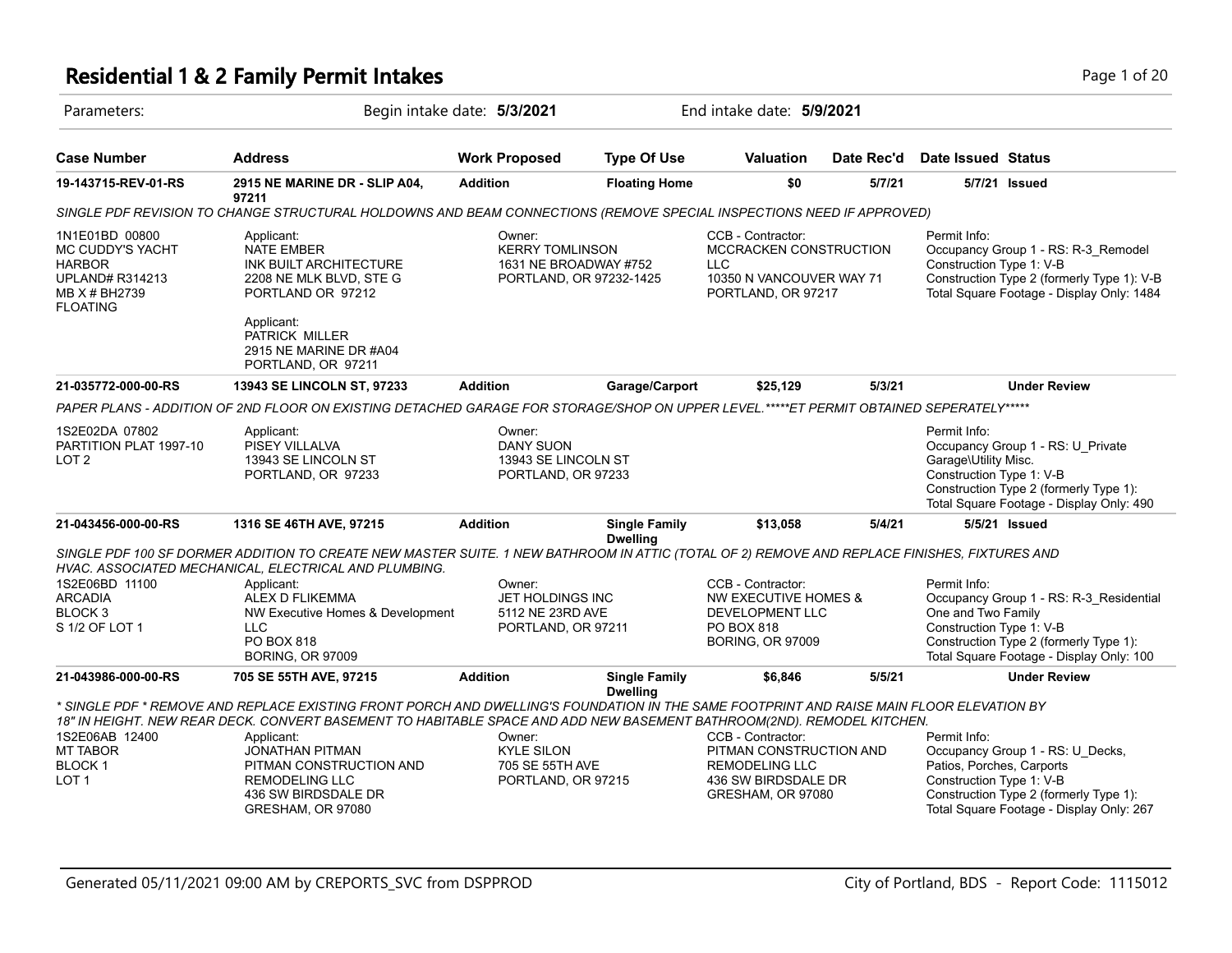# Residential 1 & 2 Family Permit Intakes

Parameters: Begin intake date: **5/3/2021** End intake date: **5/9/2021**

| Case Number | Address | Work Proposed | Type Of Use | Valuation | Date Rec'd | Date Issued | Status |
|---|---|---|---|---|---|---|---|
| **19-143715-REV-01-RS** | **2915 NE MARINE DR - SLIP A04, 97211** | **Addition** | **Floating Home** | **$0** | **5/7/21** | **5/7/21** | **Issued** |

*SINGLE PDF REVISION TO CHANGE STRUCTURAL HOLDOWNS AND BEAM CONNECTIONS (REMOVE SPECIAL INSPECTIONS NEED IF APPROVED)*

1N1E01BD 00800
MC CUDDY'S YACHT HARBOR
UPLAND# R314213
MB X # BH2739
FLOATING

Applicant:
NATE EMBER
INK BUILT ARCHITECTURE
2208 NE MLK BLVD, STE G
PORTLAND OR 97212

Applicant:
PATRICK MILLER
2915 NE MARINE DR #A04
PORTLAND, OR 97211

Owner:
KERRY TOMLINSON
1631 NE BROADWAY #752
PORTLAND, OR 97232-1425

CCB - Contractor:
MCCRACKEN CONSTRUCTION LLC
10350 N VANCOUVER WAY 71
PORTLAND, OR 97217

Permit Info:
Occupancy Group 1 - RS: R-3_Remodel
Construction Type 1: V-B
Construction Type 2 (formerly Type 1): V-B
Total Square Footage - Display Only: 1484

| Case Number | Address | Work Proposed | Type Of Use | Valuation | Date Rec'd | Date Issued | Status |
|---|---|---|---|---|---|---|---|
| **21-035772-000-00-RS** | **13943 SE LINCOLN ST, 97233** | **Addition** | **Garage/Carport** | **$25,129** | **5/3/21** | | **Under Review** |

*PAPER PLANS - ADDITION OF 2ND FLOOR ON EXISTING DETACHED GARAGE FOR STORAGE/SHOP ON UPPER LEVEL.*****ET PERMIT OBTAINED SEPERATELY******

1S2E02DA 07802
PARTITION PLAT 1997-10
LOT 2

Applicant:
PISEY VILLALVA
13943 SE LINCOLN ST
PORTLAND, OR 97233

Owner:
DANY SUON
13943 SE LINCOLN ST
PORTLAND, OR 97233

Permit Info:
Occupancy Group 1 - RS: U_Private Garage\Utility Misc.
Construction Type 1: V-B
Construction Type 2 (formerly Type 1):
Total Square Footage - Display Only: 490

| Case Number | Address | Work Proposed | Type Of Use | Valuation | Date Rec'd | Date Issued | Status |
|---|---|---|---|---|---|---|---|
| **21-043456-000-00-RS** | **1316 SE 46TH AVE, 97215** | **Addition** | **Single Family Dwelling** | **$13,058** | **5/4/21** | **5/5/21** | **Issued** |

*SINGLE PDF 100 SF DORMER ADDITION TO CREATE NEW MASTER SUITE. 1 NEW BATHROOM IN ATTIC (TOTAL OF 2) REMOVE AND REPLACE FINISHES, FIXTURES AND HVAC. ASSOCIATED MECHANICAL, ELECTRICAL AND PLUMBING.*

1S2E06BD 11100
ARCADIA
BLOCK 3
S 1/2 OF LOT 1

Applicant:
ALEX D FLIKEMMA
NW Executive Homes & Development LLC
PO BOX 818
BORING, OR 97009

Owner:
JET HOLDINGS INC
5112 NE 23RD AVE
PORTLAND, OR 97211

CCB - Contractor:
NW EXECUTIVE HOMES & DEVELOPMENT LLC
PO BOX 818
BORING, OR 97009

Permit Info:
Occupancy Group 1 - RS: R-3_Residential One and Two Family
Construction Type 1: V-B
Construction Type 2 (formerly Type 1):
Total Square Footage - Display Only: 100

| Case Number | Address | Work Proposed | Type Of Use | Valuation | Date Rec'd | Date Issued | Status |
|---|---|---|---|---|---|---|---|
| **21-043986-000-00-RS** | **705 SE 55TH AVE, 97215** | **Addition** | **Single Family Dwelling** | **$6,846** | **5/5/21** | | **Under Review** |

*\* SINGLE PDF \* REMOVE AND REPLACE EXISTING FRONT PORCH AND DWELLING'S FOUNDATION IN THE SAME FOOTPRINT AND RAISE MAIN FLOOR ELEVATION BY 18" IN HEIGHT. NEW REAR DECK. CONVERT BASEMENT TO HABITABLE SPACE AND ADD NEW BASEMENT BATHROOM(2ND). REMODEL KITCHEN.*

1S2E06AB 12400
MT TABOR
BLOCK 1
LOT 1

Applicant:
JONATHAN PITMAN
PITMAN CONSTRUCTION AND REMODELING LLC
436 SW BIRDSDALE DR
GRESHAM, OR 97080

Owner:
KYLE SILON
705 SE 55TH AVE
PORTLAND, OR 97215

CCB - Contractor:
PITMAN CONSTRUCTION AND REMODELING LLC
436 SW BIRDSDALE DR
GRESHAM, OR 97080

Permit Info:
Occupancy Group 1 - RS: U_Decks, Patios, Porches, Carports
Construction Type 1: V-B
Construction Type 2 (formerly Type 1):
Total Square Footage - Display Only: 267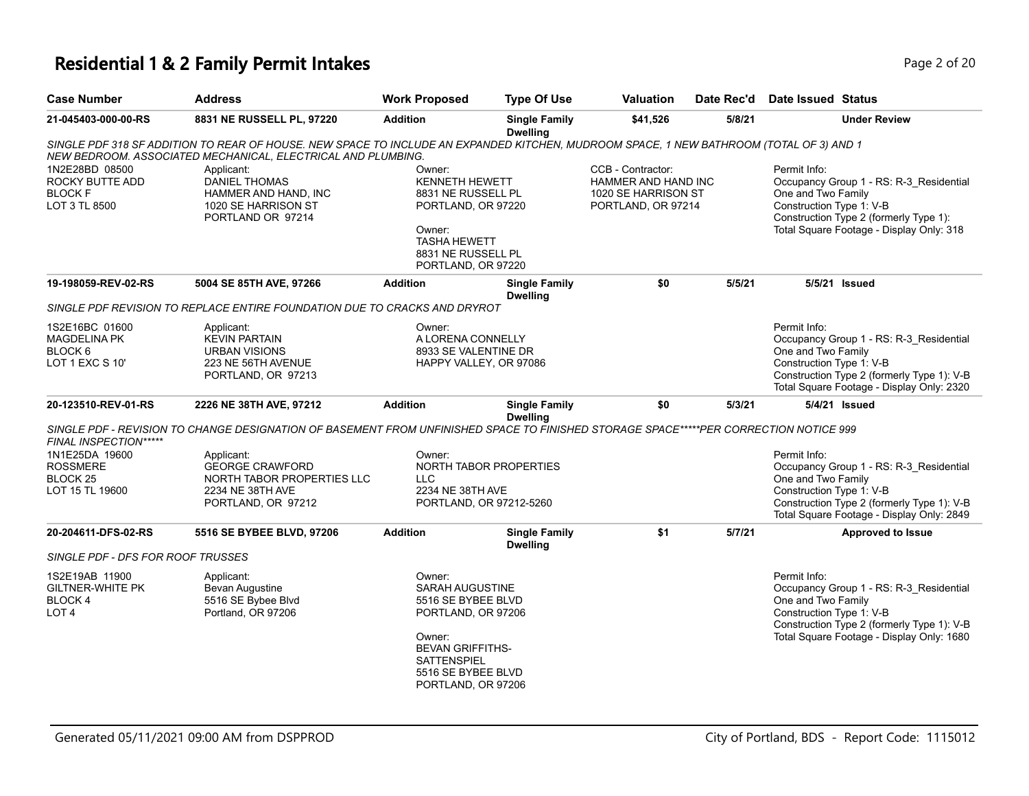# Residential 1 & 2 Family Permit Intakes

| Case Number | Address | Work Proposed | Type Of Use | Valuation | Date Rec'd | Date Issued | Status |
|---|---|---|---|---|---|---|---|
| **21-045403-000-00-RS** | **8831 NE RUSSELL PL, 97220** | **Addition** | **Single Family Dwelling** | **$41,526** | **5/8/21** | | **Under Review** |

*SINGLE PDF 318 SF ADDITION TO REAR OF HOUSE. NEW SPACE TO INCLUDE AN EXPANDED KITCHEN, MUDROOM SPACE, 1 NEW BATHROOM (TOTAL OF 3) AND 1 NEW BEDROOM. ASSOCIATED MECHANICAL, ELECTRICAL AND PLUMBING.*

1N2E28BD 08500
ROCKY BUTTE ADD
BLOCK F
LOT 3 TL 8500

Applicant:
DANIEL THOMAS
HAMMER AND HAND, INC
1020 SE HARRISON ST
PORTLAND OR 97214

Owner:
KENNETH HEWETT
8831 NE RUSSELL PL
PORTLAND, OR 97220

Owner:
TASHA HEWETT
8831 NE RUSSELL PL
PORTLAND, OR 97220

CCB - Contractor:
HAMMER AND HAND INC
1020 SE HARRISON ST
PORTLAND, OR 97214

Permit Info:
Occupancy Group 1 - RS: R-3_Residential One and Two Family
Construction Type 1: V-B
Construction Type 2 (formerly Type 1):
Total Square Footage - Display Only: 318

| Case Number | Address | Work Proposed | Type Of Use | Valuation | Date Rec'd | Date Issued | Status |
|---|---|---|---|---|---|---|---|
| **19-198059-REV-02-RS** | **5004 SE 85TH AVE, 97266** | **Addition** | **Single Family Dwelling** | **$0** | **5/5/21** | **5/5/21** | **Issued** |

*SINGLE PDF REVISION TO REPLACE ENTIRE FOUNDATION DUE TO CRACKS AND DRYROT*

1S2E16BC 01600
MAGDELINA PK
BLOCK 6
LOT 1 EXC S 10'

Applicant:
KEVIN PARTAIN
URBAN VISIONS
223 NE 56TH AVENUE
PORTLAND, OR 97213

Owner:
A LORENA CONNELLY
8933 SE VALENTINE DR
HAPPY VALLEY, OR 97086

Permit Info:
Occupancy Group 1 - RS: R-3_Residential One and Two Family
Construction Type 1: V-B
Construction Type 2 (formerly Type 1): V-B
Total Square Footage - Display Only: 2320

| Case Number | Address | Work Proposed | Type Of Use | Valuation | Date Rec'd | Date Issued | Status |
|---|---|---|---|---|---|---|---|
| **20-123510-REV-01-RS** | **2226 NE 38TH AVE, 97212** | **Addition** | **Single Family Dwelling** | **$0** | **5/3/21** | **5/4/21** | **Issued** |

*SINGLE PDF - REVISION TO CHANGE DESIGNATION OF BASEMENT FROM UNFINISHED SPACE TO FINISHED STORAGE SPACE*****PER CORRECTION NOTICE 999 FINAL INSPECTION*****

1N1E25DA 19600
ROSSMERE
BLOCK 25
LOT 15 TL 19600

Applicant:
GEORGE CRAWFORD
NORTH TABOR PROPERTIES LLC
2234 NE 38TH AVE
PORTLAND, OR 97212

Owner:
NORTH TABOR PROPERTIES LLC
2234 NE 38TH AVE
PORTLAND, OR 97212-5260

Permit Info:
Occupancy Group 1 - RS: R-3_Residential One and Two Family
Construction Type 1: V-B
Construction Type 2 (formerly Type 1): V-B
Total Square Footage - Display Only: 2849

| Case Number | Address | Work Proposed | Type Of Use | Valuation | Date Rec'd | Date Issued | Status |
|---|---|---|---|---|---|---|---|
| **20-204611-DFS-02-RS** | **5516 SE BYBEE BLVD, 97206** | **Addition** | **Single Family Dwelling** | **$1** | **5/7/21** | | **Approved to Issue** |

*SINGLE PDF - DFS FOR ROOF TRUSSES*

1S2E19AB 11900
GILTNER-WHITE PK
BLOCK 4
LOT 4

Applicant:
Bevan Augustine
5516 SE Bybee Blvd
Portland, OR 97206

Owner:
SARAH AUGUSTINE
5516 SE BYBEE BLVD
PORTLAND, OR 97206

Owner:
BEVAN GRIFFITHS-SATTENSPIEL
5516 SE BYBEE BLVD
PORTLAND, OR 97206

Permit Info:
Occupancy Group 1 - RS: R-3_Residential One and Two Family
Construction Type 1: V-B
Construction Type 2 (formerly Type 1): V-B
Total Square Footage - Display Only: 1680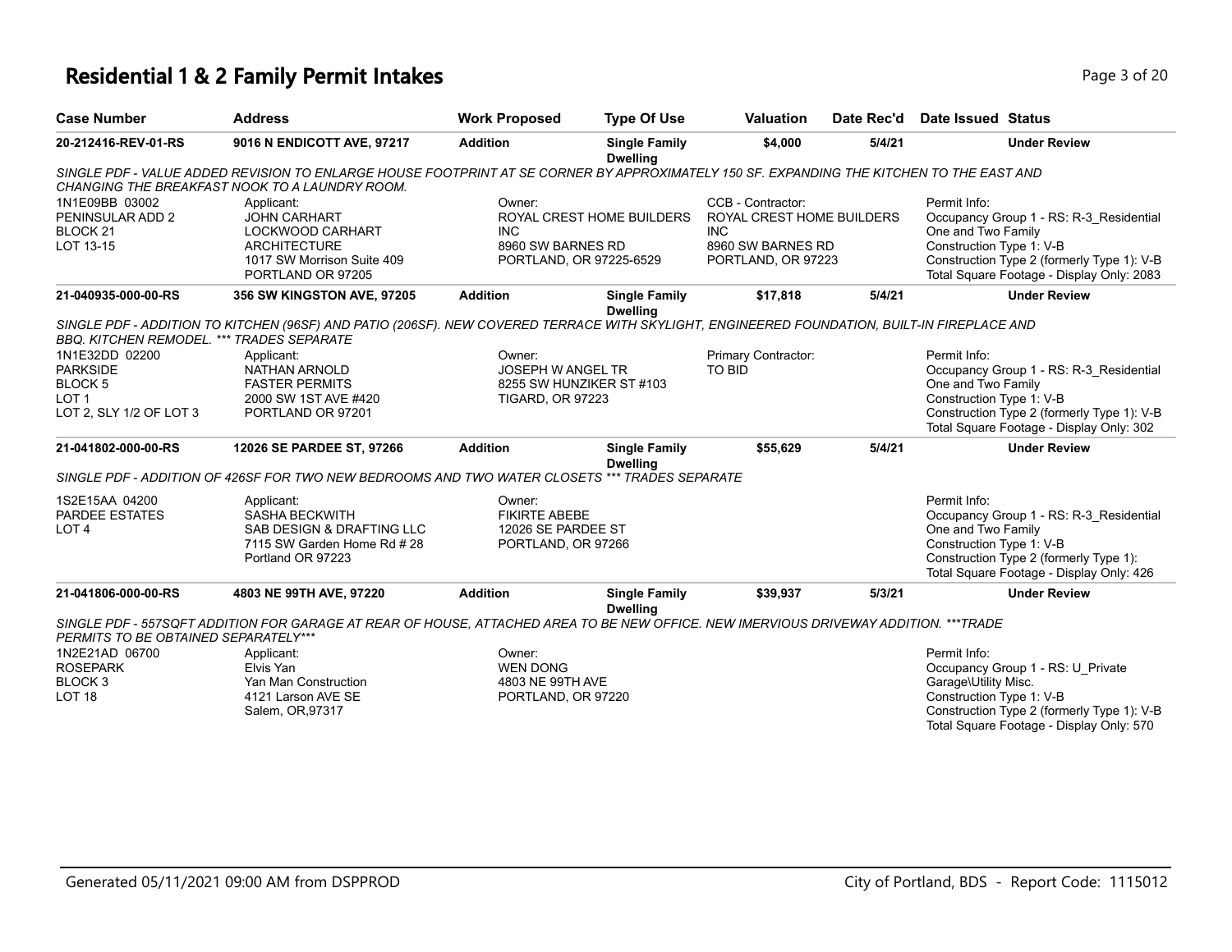# Residential 1 & 2 Family Permit Intakes

| Case Number | Address | Work Proposed | Type Of Use | Valuation | Date Rec'd | Date Issued | Status |
|---|---|---|---|---|---|---|---|
| 20-212416-REV-01-RS | 9016 N ENDICOTT AVE, 97217 | Addition | Single Family Dwelling | $4,000 | 5/4/21 | | Under Review |

*SINGLE PDF - VALUE ADDED REVISION TO ENLARGE HOUSE FOOTPRINT AT SE CORNER BY APPROXIMATELY 150 SF. EXPANDING THE KITCHEN TO THE EAST AND CHANGING THE BREAKFAST NOOK TO A LAUNDRY ROOM.*

1N1E09BB 03002
PENINSULAR ADD 2
BLOCK 21
LOT 13-15

Applicant:
JOHN CARHART
LOCKWOOD CARHART ARCHITECTURE
1017 SW Morrison Suite 409
PORTLAND OR 97205

Owner:
ROYAL CREST HOME BUILDERS INC
8960 SW BARNES RD
PORTLAND, OR 97225-6529

CCB - Contractor:
ROYAL CREST HOME BUILDERS INC
8960 SW BARNES RD
PORTLAND, OR 97223

Permit Info:
Occupancy Group 1 - RS: R-3_Residential One and Two Family
Construction Type 1: V-B
Construction Type 2 (formerly Type 1): V-B
Total Square Footage - Display Only: 2083

| Case Number | Address | Work Proposed | Type Of Use | Valuation | Date Rec'd | Date Issued | Status |
|---|---|---|---|---|---|---|---|
| 21-040935-000-00-RS | 356 SW KINGSTON AVE, 97205 | Addition | Single Family Dwelling | $17,818 | 5/4/21 | | Under Review |

*SINGLE PDF - ADDITION TO KITCHEN (96SF) AND PATIO (206SF). NEW COVERED TERRACE WITH SKYLIGHT, ENGINEERED FOUNDATION, BUILT-IN FIREPLACE AND BBQ. KITCHEN REMODEL. *** TRADES SEPARATE*

1N1E32DD 02200
PARKSIDE
BLOCK 5
LOT 1
LOT 2, SLY 1/2 OF LOT 3

Applicant:
NATHAN ARNOLD
FASTER PERMITS
2000 SW 1ST AVE #420
PORTLAND OR 97201

Owner:
JOSEPH W ANGEL TR
8255 SW HUNZIKER ST #103
TIGARD, OR 97223

Primary Contractor:
TO BID

Permit Info:
Occupancy Group 1 - RS: R-3_Residential One and Two Family
Construction Type 1: V-B
Construction Type 2 (formerly Type 1): V-B
Total Square Footage - Display Only: 302

| Case Number | Address | Work Proposed | Type Of Use | Valuation | Date Rec'd | Date Issued | Status |
|---|---|---|---|---|---|---|---|
| 21-041802-000-00-RS | 12026 SE PARDEE ST, 97266 | Addition | Single Family Dwelling | $55,629 | 5/4/21 | | Under Review |

*SINGLE PDF - ADDITION OF 426SF FOR TWO NEW BEDROOMS AND TWO WATER CLOSETS *** TRADES SEPARATE*

1S2E15AA 04200
PARDEE ESTATES
LOT 4

Applicant:
SASHA BECKWITH
SAB DESIGN & DRAFTING LLC
7115 SW Garden Home Rd # 28
Portland OR 97223

Owner:
FIKIRTE ABEBE
12026 SE PARDEE ST
PORTLAND, OR 97266

Permit Info:
Occupancy Group 1 - RS: R-3_Residential One and Two Family
Construction Type 1: V-B
Construction Type 2 (formerly Type 1):
Total Square Footage - Display Only: 426

| Case Number | Address | Work Proposed | Type Of Use | Valuation | Date Rec'd | Date Issued | Status |
|---|---|---|---|---|---|---|---|
| 21-041806-000-00-RS | 4803 NE 99TH AVE, 97220 | Addition | Single Family Dwelling | $39,937 | 5/3/21 | | Under Review |

*SINGLE PDF - 557SQFT ADDITION FOR GARAGE AT REAR OF HOUSE, ATTACHED AREA TO BE NEW OFFICE. NEW IMERVIOUS DRIVEWAY ADDITION. ***TRADE PERMITS TO BE OBTAINED SEPARATELY****

1N2E21AD 06700
ROSEPARK
BLOCK 3
LOT 18

Applicant:
Elvis Yan
Yan Man Construction
4121 Larson AVE SE
Salem, OR,97317

Owner:
WEN DONG
4803 NE 99TH AVE
PORTLAND, OR 97220

Permit Info:
Occupancy Group 1 - RS: U_Private Garage\Utility Misc.
Construction Type 1: V-B
Construction Type 2 (formerly Type 1): V-B
Total Square Footage - Display Only: 570

Generated 05/11/2021 09:00 AM from DSPPROD — City of Portland, BDS - Report Code: 1115012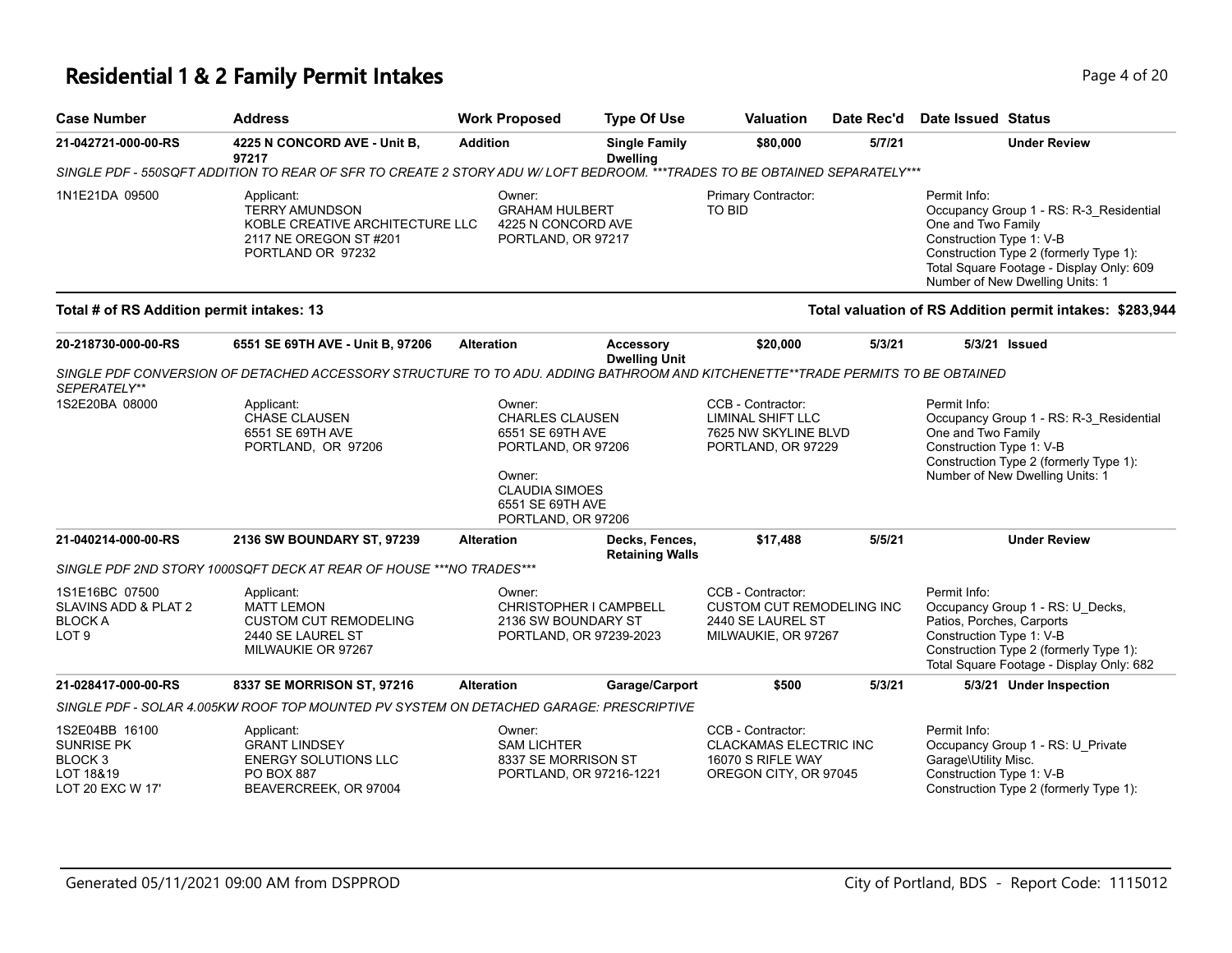# Residential 1 & 2 Family Permit Intakes

| Case Number | Address | Work Proposed | Type Of Use | Valuation | Date Rec'd | Date Issued | Status |
|---|---|---|---|---|---|---|---|
| **21-042721-000-00-RS** | **4225 N CONCORD AVE - Unit B, 97217** | **Addition** | **Single Family Dwelling** | **$80,000** | **5/7/21** | | **Under Review** |

*SINGLE PDF - 550SQFT ADDITION TO REAR OF SFR TO CREATE 2 STORY ADU W/ LOFT BEDROOM. ***TRADES TO BE OBTAINED SEPARATELY****

1N1E21DA 09500

Applicant:
TERRY AMUNDSON
KOBLE CREATIVE ARCHITECTURE LLC
2117 NE OREGON ST #201
PORTLAND OR 97232

Owner:
GRAHAM HULBERT
4225 N CONCORD AVE
PORTLAND, OR 97217

Primary Contractor:
TO BID

Permit Info:
Occupancy Group 1 - RS: R-3_Residential One and Two Family
Construction Type 1: V-B
Construction Type 2 (formerly Type 1):
Total Square Footage - Display Only: 609
Number of New Dwelling Units: 1

**Total # of RS Addition permit intakes: 13** — **Total valuation of RS Addition permit intakes: $283,944**

| Case Number | Address | Work Proposed | Type Of Use | Valuation | Date Rec'd | Date Issued | Status |
|---|---|---|---|---|---|---|---|
| **20-218730-000-00-RS** | **6551 SE 69TH AVE - Unit B, 97206** | **Alteration** | **Accessory Dwelling Unit** | **$20,000** | **5/3/21** | **5/3/21** | **Issued** |

*SINGLE PDF CONVERSION OF DETACHED ACCESSORY STRUCTURE TO TO ADU. ADDING BATHROOM AND KITCHENETTE**TRADE PERMITS TO BE OBTAINED SEPERATELY***

1S2E20BA 08000

Applicant:
CHASE CLAUSEN
6551 SE 69TH AVE
PORTLAND, OR 97206

Owner:
CHARLES CLAUSEN
6551 SE 69TH AVE
PORTLAND, OR 97206

Owner:
CLAUDIA SIMOES
6551 SE 69TH AVE
PORTLAND, OR 97206

CCB - Contractor:
LIMINAL SHIFT LLC
7625 NW SKYLINE BLVD
PORTLAND, OR 97229

Permit Info:
Occupancy Group 1 - RS: R-3_Residential One and Two Family
Construction Type 1: V-B
Construction Type 2 (formerly Type 1):
Number of New Dwelling Units: 1

| Case Number | Address | Work Proposed | Type Of Use | Valuation | Date Rec'd | Date Issued | Status |
|---|---|---|---|---|---|---|---|
| **21-040214-000-00-RS** | **2136 SW BOUNDARY ST, 97239** | **Alteration** | **Decks, Fences, Retaining Walls** | **$17,488** | **5/5/21** | | **Under Review** |

*SINGLE PDF 2ND STORY 1000SQFT DECK AT REAR OF HOUSE ***NO TRADES****

1S1E16BC 07500
SLAVINS ADD & PLAT 2
BLOCK A
LOT 9

Applicant:
MATT LEMON
CUSTOM CUT REMODELING
2440 SE LAUREL ST
MILWAUKIE OR 97267

Owner:
CHRISTOPHER I CAMPBELL
2136 SW BOUNDARY ST
PORTLAND, OR 97239-2023

CCB - Contractor:
CUSTOM CUT REMODELING INC
2440 SE LAUREL ST
MILWAUKIE, OR 97267

Permit Info:
Occupancy Group 1 - RS: U_Decks, Patios, Porches, Carports
Construction Type 1: V-B
Construction Type 2 (formerly Type 1):
Total Square Footage - Display Only: 682

| Case Number | Address | Work Proposed | Type Of Use | Valuation | Date Rec'd | Date Issued | Status |
|---|---|---|---|---|---|---|---|
| **21-028417-000-00-RS** | **8337 SE MORRISON ST, 97216** | **Alteration** | **Garage/Carport** | **$500** | **5/3/21** | **5/3/21** | **Under Inspection** |

*SINGLE PDF - SOLAR 4.005KW ROOF TOP MOUNTED PV SYSTEM ON DETACHED GARAGE: PRESCRIPTIVE*

1S2E04BB 16100
SUNRISE PK
BLOCK 3
LOT 18&19
LOT 20 EXC W 17'

Applicant:
GRANT LINDSEY
ENERGY SOLUTIONS LLC
PO BOX 887
BEAVERCREEK, OR 97004

Owner:
SAM LICHTER
8337 SE MORRISON ST
PORTLAND, OR 97216-1221

CCB - Contractor:
CLACKAMAS ELECTRIC INC
16070 S RIFLE WAY
OREGON CITY, OR 97045

Permit Info:
Occupancy Group 1 - RS: U_Private Garage\Utility Misc.
Construction Type 1: V-B
Construction Type 2 (formerly Type 1):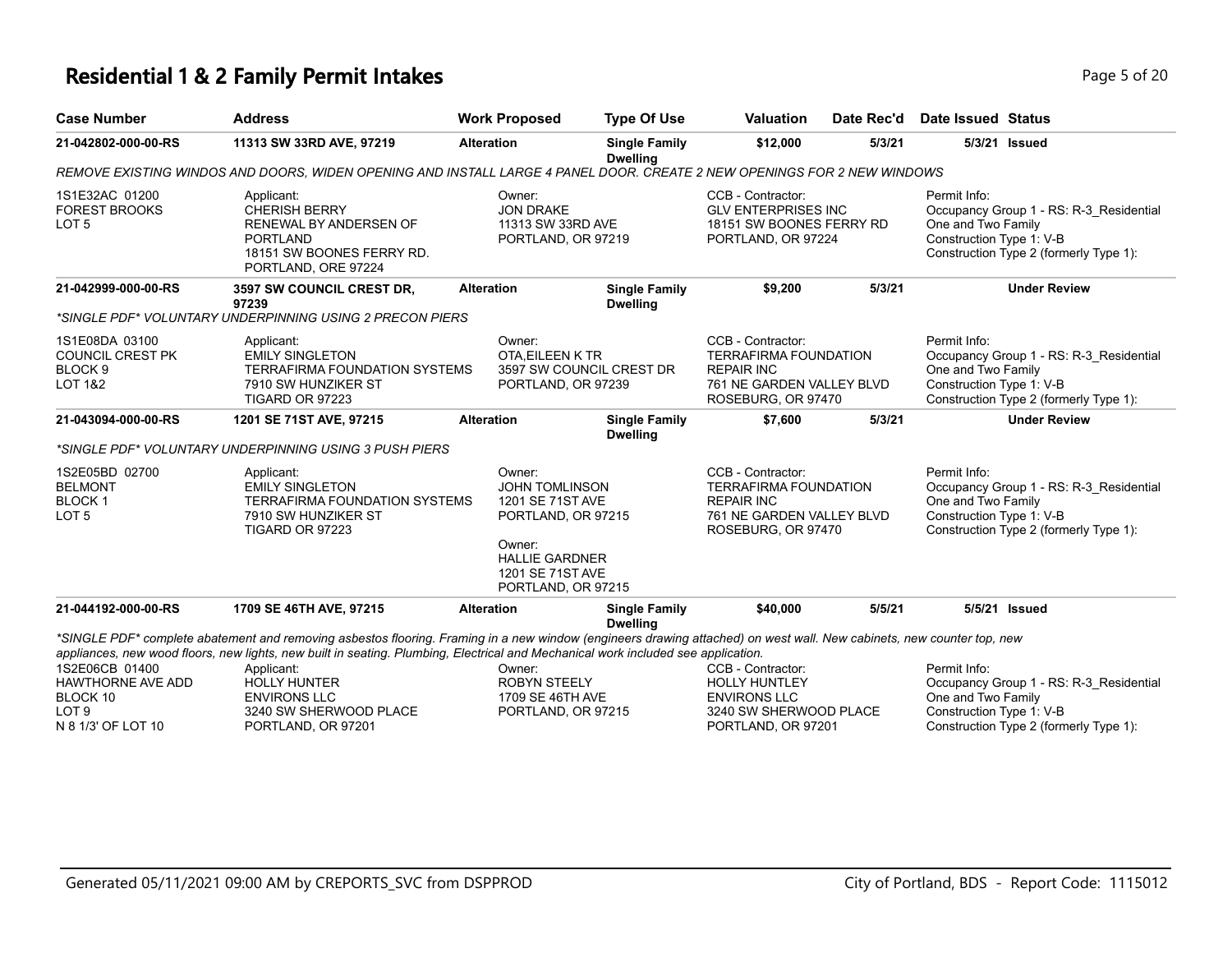# Residential 1 & 2 Family Permit Intakes

| Case Number | Address | Work Proposed | Type Of Use | Valuation | Date Rec'd | Date Issued | Status |
|---|---|---|---|---|---|---|---|
| 21-042802-000-00-RS | 11313 SW 33RD AVE, 97219 | Alteration | Single Family Dwelling | $12,000 | 5/3/21 | 5/3/21 | Issued |

*REMOVE EXISTING WINDOS AND DOORS, WIDEN OPENING AND INSTALL LARGE 4 PANEL DOOR. CREATE 2 NEW OPENINGS FOR 2 NEW WINDOWS*

1S1E32AC 01200
FOREST BROOKS
LOT 5

Applicant:
CHERISH BERRY
RENEWAL BY ANDERSEN OF PORTLAND
18151 SW BOONES FERRY RD.
PORTLAND, ORE 97224

Owner:
JON DRAKE
11313 SW 33RD AVE
PORTLAND, OR 97219

CCB - Contractor:
GLV ENTERPRISES INC
18151 SW BOONES FERRY RD
PORTLAND, OR 97224

Permit Info:
Occupancy Group 1 - RS: R-3_Residential One and Two Family
Construction Type 1: V-B
Construction Type 2 (formerly Type 1):

| Case Number | Address | Work Proposed | Type Of Use | Valuation | Date Rec'd | Date Issued | Status |
|---|---|---|---|---|---|---|---|
| 21-042999-000-00-RS | 3597 SW COUNCIL CREST DR, 97239 | Alteration | Single Family Dwelling | $9,200 | 5/3/21 | | Under Review |

*SINGLE PDF* VOLUNTARY UNDERPINNING USING 2 PRECON PIERS

1S1E08DA 03100
COUNCIL CREST PK
BLOCK 9
LOT 1&2

Applicant:
EMILY SINGLETON
TERRAFIRMA FOUNDATION SYSTEMS
7910 SW HUNZIKER ST
TIGARD OR 97223

Owner:
OTA,EILEEN K TR
3597 SW COUNCIL CREST DR
PORTLAND, OR 97239

CCB - Contractor:
TERRAFIRMA FOUNDATION REPAIR INC
761 NE GARDEN VALLEY BLVD
ROSEBURG, OR 97470

Permit Info:
Occupancy Group 1 - RS: R-3_Residential One and Two Family
Construction Type 1: V-B
Construction Type 2 (formerly Type 1):

| Case Number | Address | Work Proposed | Type Of Use | Valuation | Date Rec'd | Date Issued | Status |
|---|---|---|---|---|---|---|---|
| 21-043094-000-00-RS | 1201 SE 71ST AVE, 97215 | Alteration | Single Family Dwelling | $7,600 | 5/3/21 | | Under Review |

*SINGLE PDF* VOLUNTARY UNDERPINNING USING 3 PUSH PIERS

1S2E05BD 02700
BELMONT
BLOCK 1
LOT 5

Applicant:
EMILY SINGLETON
TERRAFIRMA FOUNDATION SYSTEMS
7910 SW HUNZIKER ST
TIGARD OR 97223

Owner:
JOHN TOMLINSON
1201 SE 71ST AVE
PORTLAND, OR 97215

Owner:
HALLIE GARDNER
1201 SE 71ST AVE
PORTLAND, OR 97215

CCB - Contractor:
TERRAFIRMA FOUNDATION REPAIR INC
761 NE GARDEN VALLEY BLVD
ROSEBURG, OR 97470

Permit Info:
Occupancy Group 1 - RS: R-3_Residential One and Two Family
Construction Type 1: V-B
Construction Type 2 (formerly Type 1):

| Case Number | Address | Work Proposed | Type Of Use | Valuation | Date Rec'd | Date Issued | Status |
|---|---|---|---|---|---|---|---|
| 21-044192-000-00-RS | 1709 SE 46TH AVE, 97215 | Alteration | Single Family Dwelling | $40,000 | 5/5/21 | 5/5/21 | Issued |

*SINGLE PDF* complete abatement and removing asbestos flooring. Framing in a new window (engineers drawing attached) on west wall. New cabinets, new counter top, new appliances, new wood floors, new lights, new built in seating. Plumbing, Electrical and Mechanical work included see application.

1S2E06CB 01400
HAWTHORNE AVE ADD
BLOCK 10
LOT 9
N 8 1/3' OF LOT 10

Applicant:
HOLLY HUNTER
ENVIRONS LLC
3240 SW SHERWOOD PLACE
PORTLAND, OR 97201

Owner:
ROBYN STEELY
1709 SE 46TH AVE
PORTLAND, OR 97215

CCB - Contractor:
HOLLY HUNTLEY
ENVIRONS LLC
3240 SW SHERWOOD PLACE
PORTLAND, OR 97201

Permit Info:
Occupancy Group 1 - RS: R-3_Residential One and Two Family
Construction Type 1: V-B
Construction Type 2 (formerly Type 1):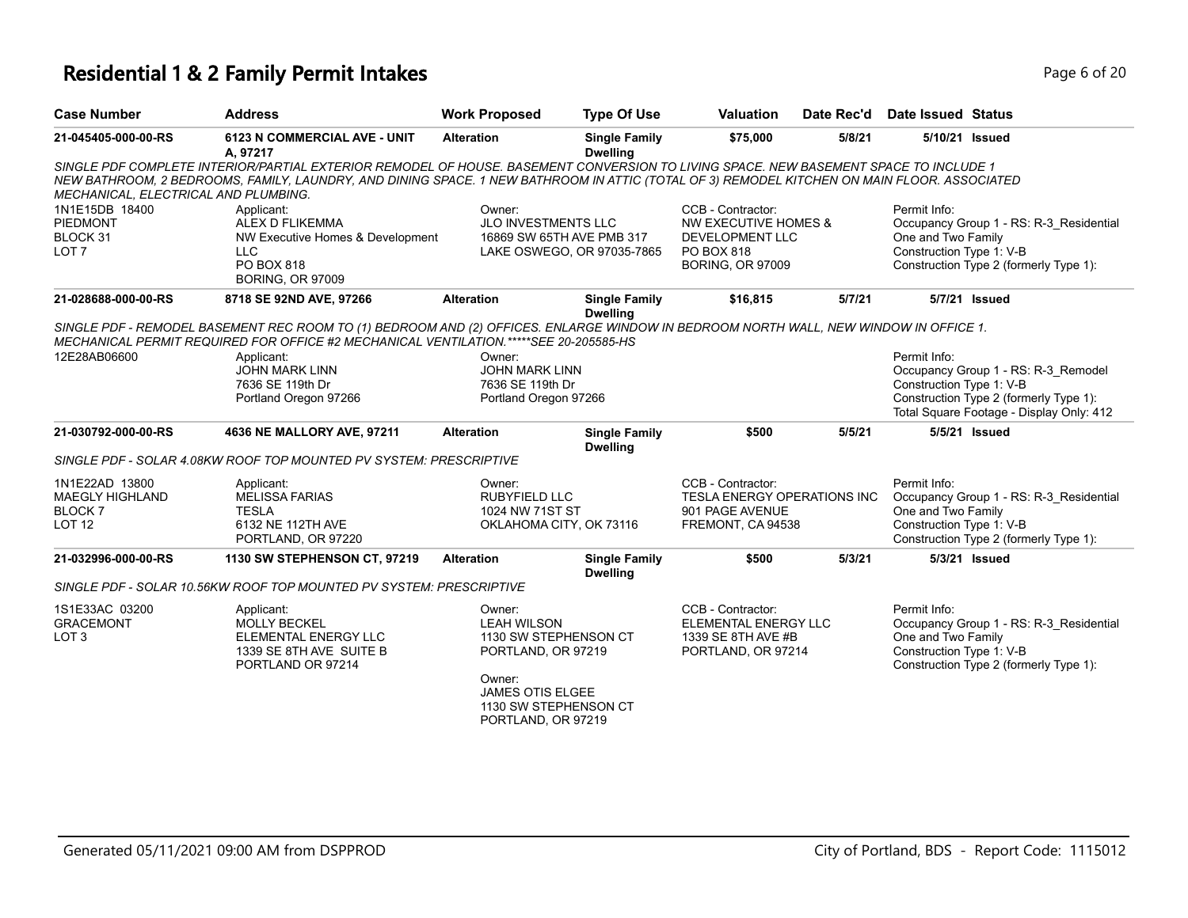# Residential 1 & 2 Family Permit Intakes

| Case Number | Address | Work Proposed | Type Of Use | Valuation | Date Rec'd | Date Issued | Status |
|---|---|---|---|---|---|---|---|
| 21-045405-000-00-RS | 6123 N COMMERCIAL AVE - UNIT A, 97217 | Alteration | Single Family Dwelling | $75,000 | 5/8/21 | 5/10/21 | Issued |

*SINGLE PDF COMPLETE INTERIOR/PARTIAL EXTERIOR REMODEL OF HOUSE. BASEMENT CONVERSION TO LIVING SPACE. NEW BASEMENT SPACE TO INCLUDE 1 NEW BATHROOM, 2 BEDROOMS, FAMILY, LAUNDRY, AND DINING SPACE. 1 NEW BATHROOM IN ATTIC (TOTAL OF 3) REMODEL KITCHEN ON MAIN FLOOR. ASSOCIATED MECHANICAL, ELECTRICAL AND PLUMBING.*

1N1E15DB 18400
PIEDMONT
BLOCK 31
LOT 7

Applicant:
ALEX D FLIKEMMA
NW Executive Homes & Development LLC
PO BOX 818
BORING, OR 97009

Owner:
JLO INVESTMENTS LLC
16869 SW 65TH AVE PMB 317
LAKE OSWEGO, OR 97035-7865

CCB - Contractor:
NW EXECUTIVE HOMES & DEVELOPMENT LLC
PO BOX 818
BORING, OR 97009

Permit Info:
Occupancy Group 1 - RS: R-3_Residential One and Two Family
Construction Type 1: V-B
Construction Type 2 (formerly Type 1):

| Case Number | Address | Work Proposed | Type Of Use | Valuation | Date Rec'd | Date Issued | Status |
|---|---|---|---|---|---|---|---|
| 21-028688-000-00-RS | 8718 SE 92ND AVE, 97266 | Alteration | Single Family Dwelling | $16,815 | 5/7/21 | 5/7/21 | Issued |

*SINGLE PDF - REMODEL BASEMENT REC ROOM TO (1) BEDROOM AND (2) OFFICES. ENLARGE WINDOW IN BEDROOM NORTH WALL, NEW WINDOW IN OFFICE 1. MECHANICAL PERMIT REQUIRED FOR OFFICE #2 MECHANICAL VENTILATION.*****SEE 20-205585-HS*

12E28AB06600

Applicant:
JOHN MARK LINN
7636 SE 119th Dr
Portland Oregon 97266

Owner:
JOHN MARK LINN
7636 SE 119th Dr
Portland Oregon 97266

Permit Info:
Occupancy Group 1 - RS: R-3_Remodel
Construction Type 1: V-B
Construction Type 2 (formerly Type 1):
Total Square Footage - Display Only: 412

| Case Number | Address | Work Proposed | Type Of Use | Valuation | Date Rec'd | Date Issued | Status |
|---|---|---|---|---|---|---|---|
| 21-030792-000-00-RS | 4636 NE MALLORY AVE, 97211 | Alteration | Single Family Dwelling | $500 | 5/5/21 | 5/5/21 | Issued |

*SINGLE PDF - SOLAR 4.08KW ROOF TOP MOUNTED PV SYSTEM: PRESCRIPTIVE*

1N1E22AD 13800
MAEGLY HIGHLAND
BLOCK 7
LOT 12

Applicant:
MELISSA FARIAS
TESLA
6132 NE 112TH AVE
PORTLAND, OR 97220

Owner:
RUBYFIELD LLC
1024 NW 71ST ST
OKLAHOMA CITY, OK 73116

CCB - Contractor:
TESLA ENERGY OPERATIONS INC
901 PAGE AVENUE
FREMONT, CA 94538

Permit Info:
Occupancy Group 1 - RS: R-3_Residential One and Two Family
Construction Type 1: V-B
Construction Type 2 (formerly Type 1):

| Case Number | Address | Work Proposed | Type Of Use | Valuation | Date Rec'd | Date Issued | Status |
|---|---|---|---|---|---|---|---|
| 21-032996-000-00-RS | 1130 SW STEPHENSON CT, 97219 | Alteration | Single Family Dwelling | $500 | 5/3/21 | 5/3/21 | Issued |

*SINGLE PDF - SOLAR 10.56KW ROOF TOP MOUNTED PV SYSTEM: PRESCRIPTIVE*

1S1E33AC 03200
GRACEMONT
LOT 3

Applicant:
MOLLY BECKEL
ELEMENTAL ENERGY LLC
1339 SE 8TH AVE SUITE B
PORTLAND OR 97214

Owner:
LEAH WILSON
1130 SW STEPHENSON CT
PORTLAND, OR 97219

Owner:
JAMES OTIS ELGEE
1130 SW STEPHENSON CT
PORTLAND, OR 97219

CCB - Contractor:
ELEMENTAL ENERGY LLC
1339 SE 8TH AVE #B
PORTLAND, OR 97214

Permit Info:
Occupancy Group 1 - RS: R-3_Residential One and Two Family
Construction Type 1: V-B
Construction Type 2 (formerly Type 1):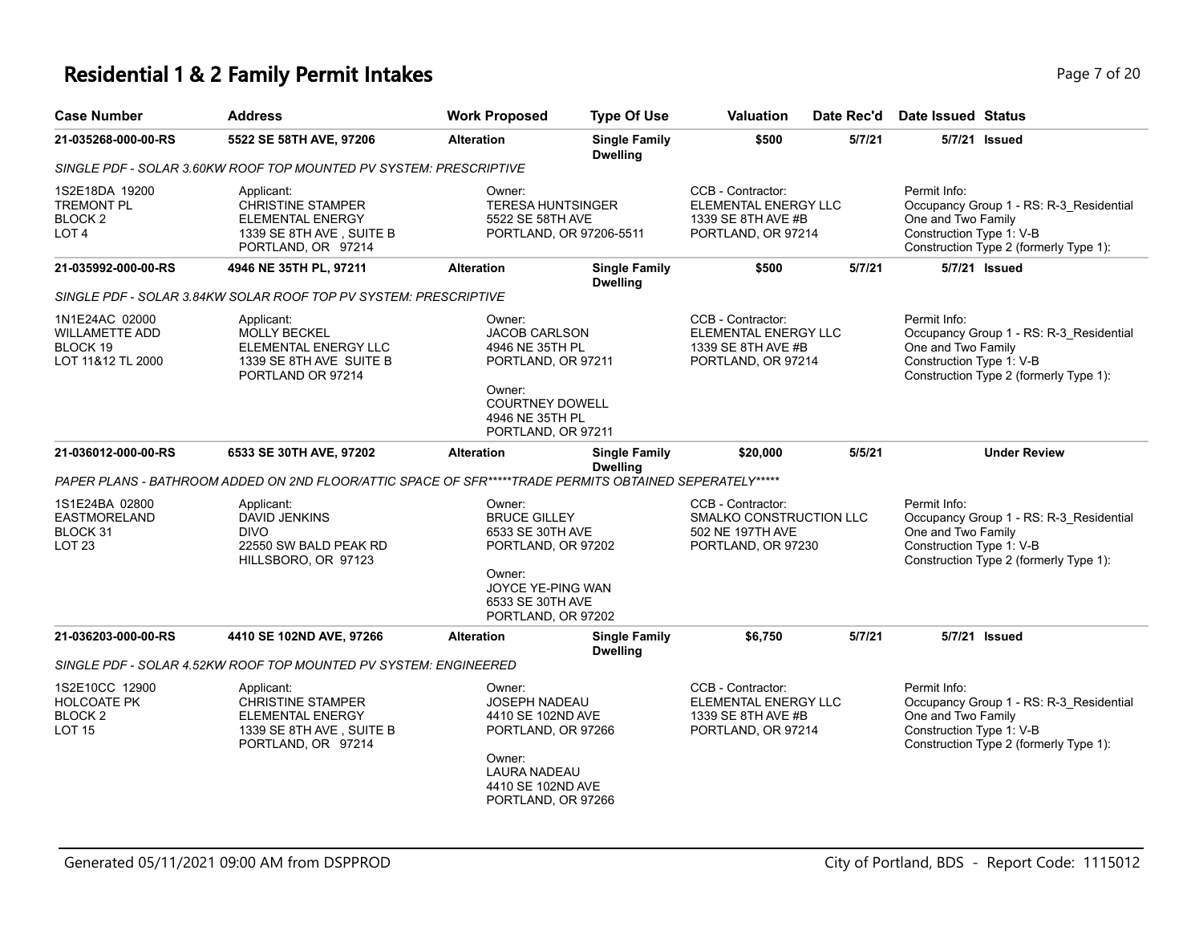# Residential 1 & 2 Family Permit Intakes

| Case Number | Address | Work Proposed | Type Of Use | Valuation | Date Rec'd | Date Issued | Status |
|---|---|---|---|---|---|---|---|
| 21-035268-000-00-RS | 5522 SE 58TH AVE, 97206 | Alteration | Single Family Dwelling | $500 | 5/7/21 | 5/7/21 | Issued |
| 21-035992-000-00-RS | 4946 NE 35TH PL, 97211 | Alteration | Single Family Dwelling | $500 | 5/7/21 | 5/7/21 | Issued |
| 21-036012-000-00-RS | 6533 SE 30TH AVE, 97202 | Alteration | Single Family Dwelling | $20,000 | 5/5/21 | | Under Review |
| 21-036203-000-00-RS | 4410 SE 102ND AVE, 97266 | Alteration | Single Family Dwelling | $6,750 | 5/7/21 | 5/7/21 | Issued |

## 21-035268-000-00-RS

SINGLE PDF - SOLAR 3.60KW ROOF TOP MOUNTED PV SYSTEM: PRESCRIPTIVE

1S2E18DA 19200
TREMONT PL
BLOCK 2
LOT 4

Applicant:
CHRISTINE STAMPER
ELEMENTAL ENERGY
1339 SE 8TH AVE , SUITE B
PORTLAND, OR 97214

Owner:
TERESA HUNTSINGER
5522 SE 58TH AVE
PORTLAND, OR 97206-5511

CCB - Contractor:
ELEMENTAL ENERGY LLC
1339 SE 8TH AVE #B
PORTLAND, OR 97214

Permit Info:
Occupancy Group 1 - RS: R-3_Residential One and Two Family
Construction Type 1: V-B
Construction Type 2 (formerly Type 1):

## 21-035992-000-00-RS

SINGLE PDF - SOLAR 3.84KW SOLAR ROOF TOP PV SYSTEM: PRESCRIPTIVE

1N1E24AC 02000
WILLAMETTE ADD
BLOCK 19
LOT 11&12 TL 2000

Applicant:
MOLLY BECKEL
ELEMENTAL ENERGY LLC
1339 SE 8TH AVE SUITE B
PORTLAND OR 97214

Owner:
JACOB CARLSON
4946 NE 35TH PL
PORTLAND, OR 97211

Owner:
COURTNEY DOWELL
4946 NE 35TH PL
PORTLAND, OR 97211

CCB - Contractor:
ELEMENTAL ENERGY LLC
1339 SE 8TH AVE #B
PORTLAND, OR 97214

Permit Info:
Occupancy Group 1 - RS: R-3_Residential One and Two Family
Construction Type 1: V-B
Construction Type 2 (formerly Type 1):

## 21-036012-000-00-RS

PAPER PLANS - BATHROOM ADDED ON 2ND FLOOR/ATTIC SPACE OF SFR*****TRADE PERMITS OBTAINED SEPERATELY*****

1S1E24BA 02800
EASTMORELAND
BLOCK 31
LOT 23

Applicant:
DAVID JENKINS
DIVO
22550 SW BALD PEAK RD
HILLSBORO, OR 97123

Owner:
BRUCE GILLEY
6533 SE 30TH AVE
PORTLAND, OR 97202

Owner:
JOYCE YE-PING WAN
6533 SE 30TH AVE
PORTLAND, OR 97202

CCB - Contractor:
SMALKO CONSTRUCTION LLC
502 NE 197TH AVE
PORTLAND, OR 97230

Permit Info:
Occupancy Group 1 - RS: R-3_Residential One and Two Family
Construction Type 1: V-B
Construction Type 2 (formerly Type 1):

## 21-036203-000-00-RS

SINGLE PDF - SOLAR 4.52KW ROOF TOP MOUNTED PV SYSTEM: ENGINEERED

1S2E10CC 12900
HOLCOATE PK
BLOCK 2
LOT 15

Applicant:
CHRISTINE STAMPER
ELEMENTAL ENERGY
1339 SE 8TH AVE , SUITE B
PORTLAND, OR 97214

Owner:
JOSEPH NADEAU
4410 SE 102ND AVE
PORTLAND, OR 97266

Owner:
LAURA NADEAU
4410 SE 102ND AVE
PORTLAND, OR 97266

CCB - Contractor:
ELEMENTAL ENERGY LLC
1339 SE 8TH AVE #B
PORTLAND, OR 97214

Permit Info:
Occupancy Group 1 - RS: R-3_Residential One and Two Family
Construction Type 1: V-B
Construction Type 2 (formerly Type 1):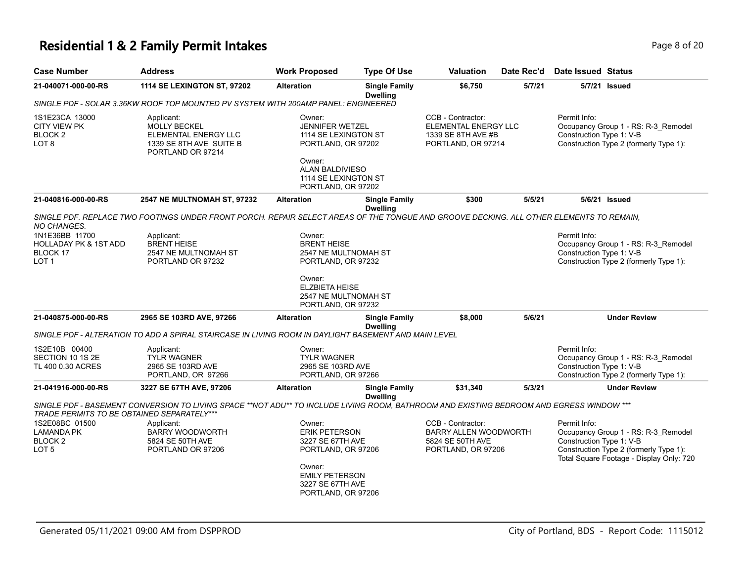# Residential 1 & 2 Family Permit Intakes

| Case Number | Address | Work Proposed | Type Of Use | Valuation | Date Rec'd | Date Issued | Status |
|---|---|---|---|---|---|---|---|
| 21-040071-000-00-RS | 1114 SE LEXINGTON ST, 97202 | Alteration | Single Family Dwelling | $6,750 | 5/7/21 | 5/7/21 | Issued |

*SINGLE PDF - SOLAR 3.36KW ROOF TOP MOUNTED PV SYSTEM WITH 200AMP PANEL: ENGINEERED*

1S1E23CA 13000
CITY VIEW PK
BLOCK 2
LOT 8

Applicant:
MOLLY BECKEL
ELEMENTAL ENERGY LLC
1339 SE 8TH AVE SUITE B
PORTLAND OR 97214

Owner:
JENNIFER WETZEL
1114 SE LEXINGTON ST
PORTLAND, OR 97202

Owner:
ALAN BALDIVIESO
1114 SE LEXINGTON ST
PORTLAND, OR 97202

CCB - Contractor:
ELEMENTAL ENERGY LLC
1339 SE 8TH AVE #B
PORTLAND, OR 97214

Permit Info:
Occupancy Group 1 - RS: R-3_Remodel
Construction Type 1: V-B
Construction Type 2 (formerly Type 1):

---

| Case Number | Address | Work Proposed | Type Of Use | Valuation | Date Rec'd | Date Issued | Status |
|---|---|---|---|---|---|---|---|
| 21-040816-000-00-RS | 2547 NE MULTNOMAH ST, 97232 | Alteration | Single Family Dwelling | $300 | 5/5/21 | 5/6/21 | Issued |

*SINGLE PDF. REPLACE TWO FOOTINGS UNDER FRONT PORCH. REPAIR SELECT AREAS OF THE TONGUE AND GROOVE DECKING. ALL OTHER ELEMENTS TO REMAIN, NO CHANGES.*

1N1E36BB 11700
HOLLADAY PK & 1ST ADD
BLOCK 17
LOT 1

Applicant:
BRENT HEISE
2547 NE MULTNOMAH ST
PORTLAND OR 97232

Owner:
BRENT HEISE
2547 NE MULTNOMAH ST
PORTLAND, OR 97232

Owner:
ELZBIETA HEISE
2547 NE MULTNOMAH ST
PORTLAND, OR 97232

Permit Info:
Occupancy Group 1 - RS: R-3_Remodel
Construction Type 1: V-B
Construction Type 2 (formerly Type 1):

---

| Case Number | Address | Work Proposed | Type Of Use | Valuation | Date Rec'd | Date Issued | Status |
|---|---|---|---|---|---|---|---|
| 21-040875-000-00-RS | 2965 SE 103RD AVE, 97266 | Alteration | Single Family Dwelling | $8,000 | 5/6/21 | | Under Review |

*SINGLE PDF - ALTERATION TO ADD A SPIRAL STAIRCASE IN LIVING ROOM IN DAYLIGHT BASEMENT AND MAIN LEVEL*

1S2E10B 00400
SECTION 10 1S 2E
TL 400 0.30 ACRES

Applicant:
TYLR WAGNER
2965 SE 103RD AVE
PORTLAND, OR 97266

Owner:
TYLR WAGNER
2965 SE 103RD AVE
PORTLAND, OR 97266

Permit Info:
Occupancy Group 1 - RS: R-3_Remodel
Construction Type 1: V-B
Construction Type 2 (formerly Type 1):

---

| Case Number | Address | Work Proposed | Type Of Use | Valuation | Date Rec'd | Date Issued | Status |
|---|---|---|---|---|---|---|---|
| 21-041916-000-00-RS | 3227 SE 67TH AVE, 97206 | Alteration | Single Family Dwelling | $31,340 | 5/3/21 | | Under Review |

*SINGLE PDF - BASEMENT CONVERSION TO LIVING SPACE **NOT ADU** TO INCLUDE LIVING ROOM, BATHROOM AND EXISTING BEDROOM AND EGRESS WINDOW *** TRADE PERMITS TO BE OBTAINED SEPARATELY****

1S2E08BC 01500
LAMANDA PK
BLOCK 2
LOT 5

Applicant:
BARRY WOODWORTH
5824 SE 50TH AVE
PORTLAND OR 97206

Owner:
ERIK PETERSON
3227 SE 67TH AVE
PORTLAND, OR 97206

Owner:
EMILY PETERSON
3227 SE 67TH AVE
PORTLAND, OR 97206

CCB - Contractor:
BARRY ALLEN WOODWORTH
5824 SE 50TH AVE
PORTLAND, OR 97206

Permit Info:
Occupancy Group 1 - RS: R-3_Remodel
Construction Type 1: V-B
Construction Type 2 (formerly Type 1):
Total Square Footage - Display Only: 720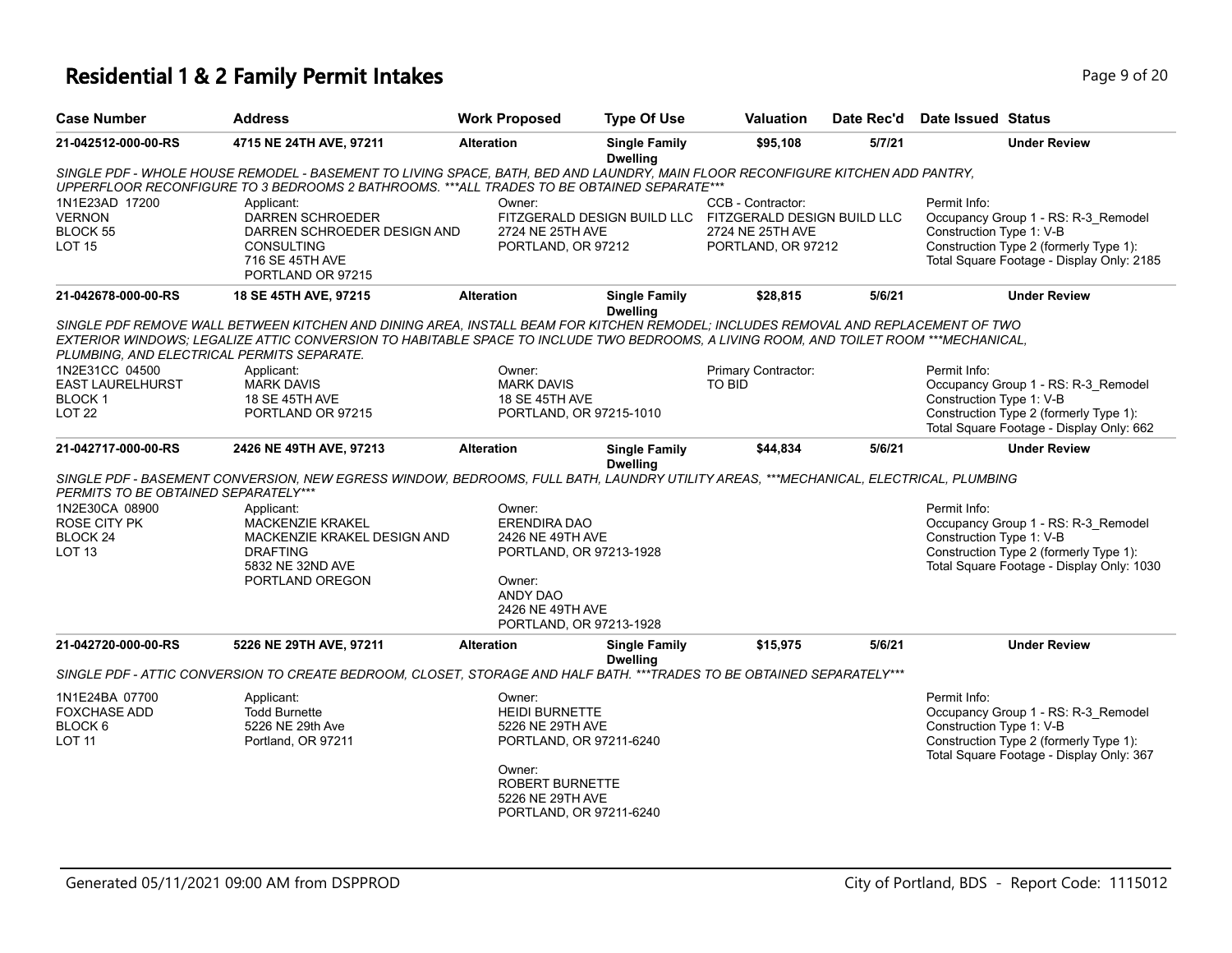# Residential 1 & 2 Family Permit Intakes

| Case Number | Address | Work Proposed | Type Of Use | Valuation | Date Rec'd | Date Issued | Status |
|---|---|---|---|---|---|---|---|
| 21-042512-000-00-RS | 4715 NE 24TH AVE, 97211 | Alteration | Single Family Dwelling | $95,108 | 5/7/21 | | Under Review |

SINGLE PDF - WHOLE HOUSE REMODEL - BASEMENT TO LIVING SPACE, BATH, BED AND LAUNDRY, MAIN FLOOR RECONFIGURE KITCHEN ADD PANTRY, UPPERFLOOR RECONFIGURE TO 3 BEDROOMS 2 BATHROOMS. ***ALL TRADES TO BE OBTAINED SEPARATE***

1N1E23AD 17200
VERNON
BLOCK 55
LOT 15

Applicant:
DARREN SCHROEDER
DARREN SCHROEDER DESIGN AND CONSULTING
716 SE 45TH AVE
PORTLAND OR 97215

Owner:
FITZGERALD DESIGN BUILD LLC
2724 NE 25TH AVE
PORTLAND, OR 97212

CCB - Contractor:
FITZGERALD DESIGN BUILD LLC
2724 NE 25TH AVE
PORTLAND, OR 97212

Permit Info:
Occupancy Group 1 - RS: R-3_Remodel
Construction Type 1: V-B
Construction Type 2 (formerly Type 1):
Total Square Footage - Display Only: 2185

| Case Number | Address | Work Proposed | Type Of Use | Valuation | Date Rec'd | Date Issued | Status |
|---|---|---|---|---|---|---|---|
| 21-042678-000-00-RS | 18 SE 45TH AVE, 97215 | Alteration | Single Family Dwelling | $28,815 | 5/6/21 | | Under Review |

SINGLE PDF REMOVE WALL BETWEEN KITCHEN AND DINING AREA, INSTALL BEAM FOR KITCHEN REMODEL; INCLUDES REMOVAL AND REPLACEMENT OF TWO EXTERIOR WINDOWS; LEGALIZE ATTIC CONVERSION TO HABITABLE SPACE TO INCLUDE TWO BEDROOMS, A LIVING ROOM, AND TOILET ROOM ***MECHANICAL, PLUMBING, AND ELECTRICAL PERMITS SEPARATE.

1N2E31CC 04500
EAST LAURELHURST
BLOCK 1
LOT 22

Applicant:
MARK DAVIS
18 SE 45TH AVE
PORTLAND OR 97215

Owner:
MARK DAVIS
18 SE 45TH AVE
PORTLAND, OR 97215-1010

Primary Contractor:
TO BID

Permit Info:
Occupancy Group 1 - RS: R-3_Remodel
Construction Type 1: V-B
Construction Type 2 (formerly Type 1):
Total Square Footage - Display Only: 662

| Case Number | Address | Work Proposed | Type Of Use | Valuation | Date Rec'd | Date Issued | Status |
|---|---|---|---|---|---|---|---|
| 21-042717-000-00-RS | 2426 NE 49TH AVE, 97213 | Alteration | Single Family Dwelling | $44,834 | 5/6/21 | | Under Review |

SINGLE PDF - BASEMENT CONVERSION, NEW EGRESS WINDOW, BEDROOMS, FULL BATH, LAUNDRY UTILITY AREAS, ***MECHANICAL, ELECTRICAL, PLUMBING PERMITS TO BE OBTAINED SEPARATELY***

1N2E30CA 08900
ROSE CITY PK
BLOCK 24
LOT 13

Applicant:
MACKENZIE KRAKEL
MACKENZIE KRAKEL DESIGN AND DRAFTING
5832 NE 32ND AVE
PORTLAND OREGON

Owner:
ERENDIRA DAO
2426 NE 49TH AVE
PORTLAND, OR 97213-1928

Owner:
ANDY DAO
2426 NE 49TH AVE
PORTLAND, OR 97213-1928

Permit Info:
Occupancy Group 1 - RS: R-3_Remodel
Construction Type 1: V-B
Construction Type 2 (formerly Type 1):
Total Square Footage - Display Only: 1030

| Case Number | Address | Work Proposed | Type Of Use | Valuation | Date Rec'd | Date Issued | Status |
|---|---|---|---|---|---|---|---|
| 21-042720-000-00-RS | 5226 NE 29TH AVE, 97211 | Alteration | Single Family Dwelling | $15,975 | 5/6/21 | | Under Review |

SINGLE PDF - ATTIC CONVERSION TO CREATE BEDROOM, CLOSET, STORAGE AND HALF BATH. ***TRADES TO BE OBTAINED SEPARATELY***

1N1E24BA 07700
FOXCHASE ADD
BLOCK 6
LOT 11

Applicant:
Todd Burnette
5226 NE 29th Ave
Portland, OR 97211

Owner:
HEIDI BURNETTE
5226 NE 29TH AVE
PORTLAND, OR 97211-6240

Owner:
ROBERT BURNETTE
5226 NE 29TH AVE
PORTLAND, OR 97211-6240

Permit Info:
Occupancy Group 1 - RS: R-3_Remodel
Construction Type 1: V-B
Construction Type 2 (formerly Type 1):
Total Square Footage - Display Only: 367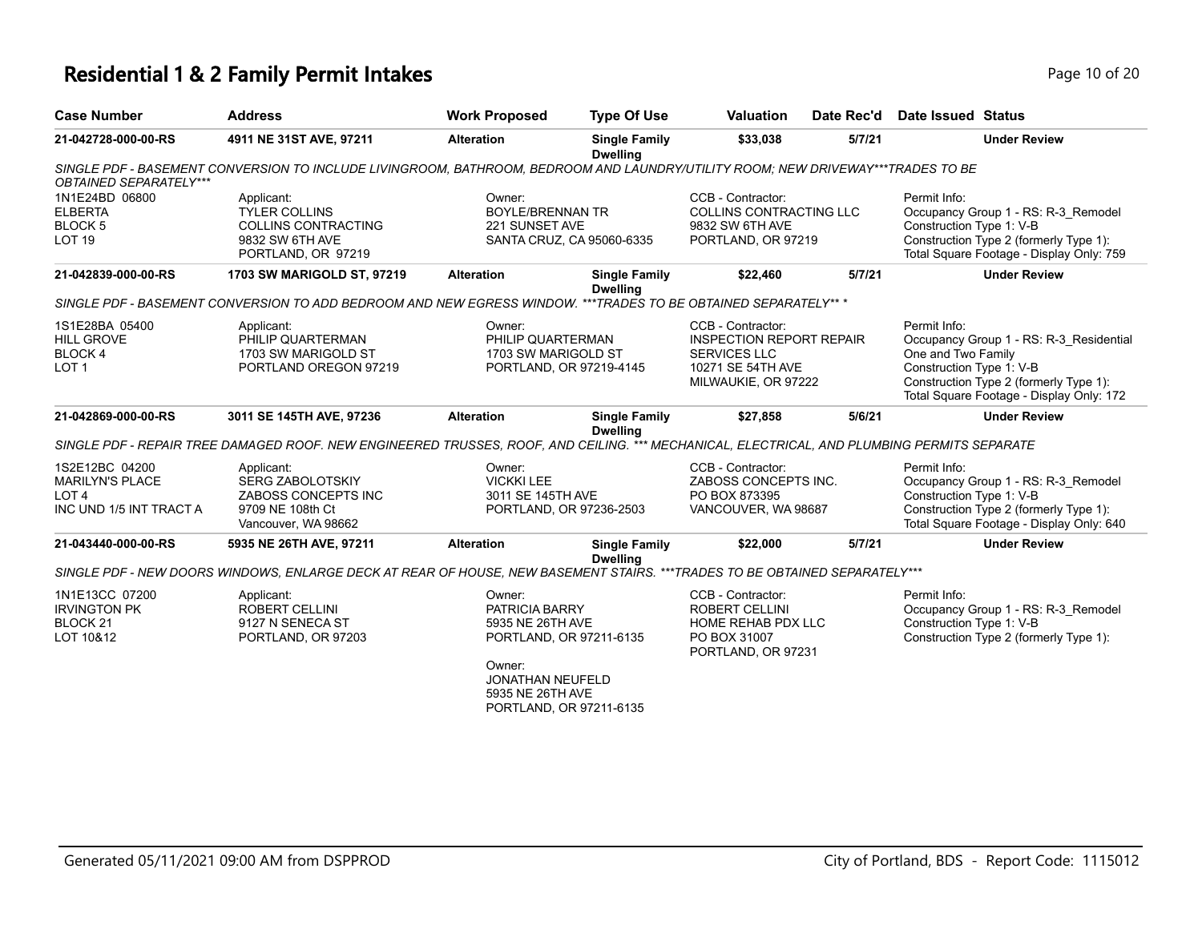# Residential 1 & 2 Family Permit Intakes

| Case Number | Address | Work Proposed | Type Of Use | Valuation | Date Rec'd | Date Issued | Status |
|---|---|---|---|---|---|---|---|
| 21-042728-000-00-RS | 4911 NE 31ST AVE, 97211 | Alteration | Single Family Dwelling | $33,038 | 5/7/21 | | Under Review |

*SINGLE PDF - BASEMENT CONVERSION TO INCLUDE LIVINGROOM, BATHROOM, BEDROOM AND LAUNDRY/UTILITY ROOM; NEW DRIVEWAY***TRADES TO BE OBTAINED SEPARATELY****

1N1E24BD 06800
ELBERTA
BLOCK 5
LOT 19

Applicant:
TYLER COLLINS
COLLINS CONTRACTING
9832 SW 6TH AVE
PORTLAND, OR 97219

Owner:
BOYLE/BRENNAN TR
221 SUNSET AVE
SANTA CRUZ, CA 95060-6335

CCB - Contractor:
COLLINS CONTRACTING LLC
9832 SW 6TH AVE
PORTLAND, OR 97219

Permit Info:
Occupancy Group 1 - RS: R-3_Remodel
Construction Type 1: V-B
Construction Type 2 (formerly Type 1):
Total Square Footage - Display Only: 759

| Case Number | Address | Work Proposed | Type Of Use | Valuation | Date Rec'd | Date Issued | Status |
|---|---|---|---|---|---|---|---|
| 21-042839-000-00-RS | 1703 SW MARIGOLD ST, 97219 | Alteration | Single Family Dwelling | $22,460 | 5/7/21 | | Under Review |

*SINGLE PDF - BASEMENT CONVERSION TO ADD BEDROOM AND NEW EGRESS WINDOW. ***TRADES TO BE OBTAINED SEPARATELY** **

1S1E28BA 05400
HILL GROVE
BLOCK 4
LOT 1

Applicant:
PHILIP QUARTERMAN
1703 SW MARIGOLD ST
PORTLAND OREGON 97219

Owner:
PHILIP QUARTERMAN
1703 SW MARIGOLD ST
PORTLAND, OR 97219-4145

CCB - Contractor:
INSPECTION REPORT REPAIR SERVICES LLC
10271 SE 54TH AVE
MILWAUKIE, OR 97222

Permit Info:
Occupancy Group 1 - RS: R-3_Residential One and Two Family
Construction Type 1: V-B
Construction Type 2 (formerly Type 1):
Total Square Footage - Display Only: 172

| Case Number | Address | Work Proposed | Type Of Use | Valuation | Date Rec'd | Date Issued | Status |
|---|---|---|---|---|---|---|---|
| 21-042869-000-00-RS | 3011 SE 145TH AVE, 97236 | Alteration | Single Family Dwelling | $27,858 | 5/6/21 | | Under Review |

*SINGLE PDF - REPAIR TREE DAMAGED ROOF. NEW ENGINEERED TRUSSES, ROOF, AND CEILING. *** MECHANICAL, ELECTRICAL, AND PLUMBING PERMITS SEPARATE*

1S2E12BC 04200
MARILYN'S PLACE
LOT 4
INC UND 1/5 INT TRACT A

Applicant:
SERG ZABOLOTSKIY
ZABOSS CONCEPTS INC
9709 NE 108th Ct
Vancouver, WA 98662

Owner:
VICKKI LEE
3011 SE 145TH AVE
PORTLAND, OR 97236-2503

CCB - Contractor:
ZABOSS CONCEPTS INC.
PO BOX 873395
VANCOUVER, WA 98687

Permit Info:
Occupancy Group 1 - RS: R-3_Remodel
Construction Type 1: V-B
Construction Type 2 (formerly Type 1):
Total Square Footage - Display Only: 640

| Case Number | Address | Work Proposed | Type Of Use | Valuation | Date Rec'd | Date Issued | Status |
|---|---|---|---|---|---|---|---|
| 21-043440-000-00-RS | 5935 NE 26TH AVE, 97211 | Alteration | Single Family Dwelling | $22,000 | 5/7/21 | | Under Review |

*SINGLE PDF - NEW DOORS WINDOWS, ENLARGE DECK AT REAR OF HOUSE, NEW BASEMENT STAIRS. ***TRADES TO BE OBTAINED SEPARATELY****

1N1E13CC 07200
IRVINGTON PK
BLOCK 21
LOT 10&12

Applicant:
ROBERT CELLINI
9127 N SENECA ST
PORTLAND, OR 97203

Owner:
PATRICIA BARRY
5935 NE 26TH AVE
PORTLAND, OR 97211-6135

Owner:
JONATHAN NEUFELD
5935 NE 26TH AVE
PORTLAND, OR 97211-6135

CCB - Contractor:
ROBERT CELLINI
HOME REHAB PDX LLC
PO BOX 31007
PORTLAND, OR 97231

Permit Info:
Occupancy Group 1 - RS: R-3_Remodel
Construction Type 1: V-B
Construction Type 2 (formerly Type 1):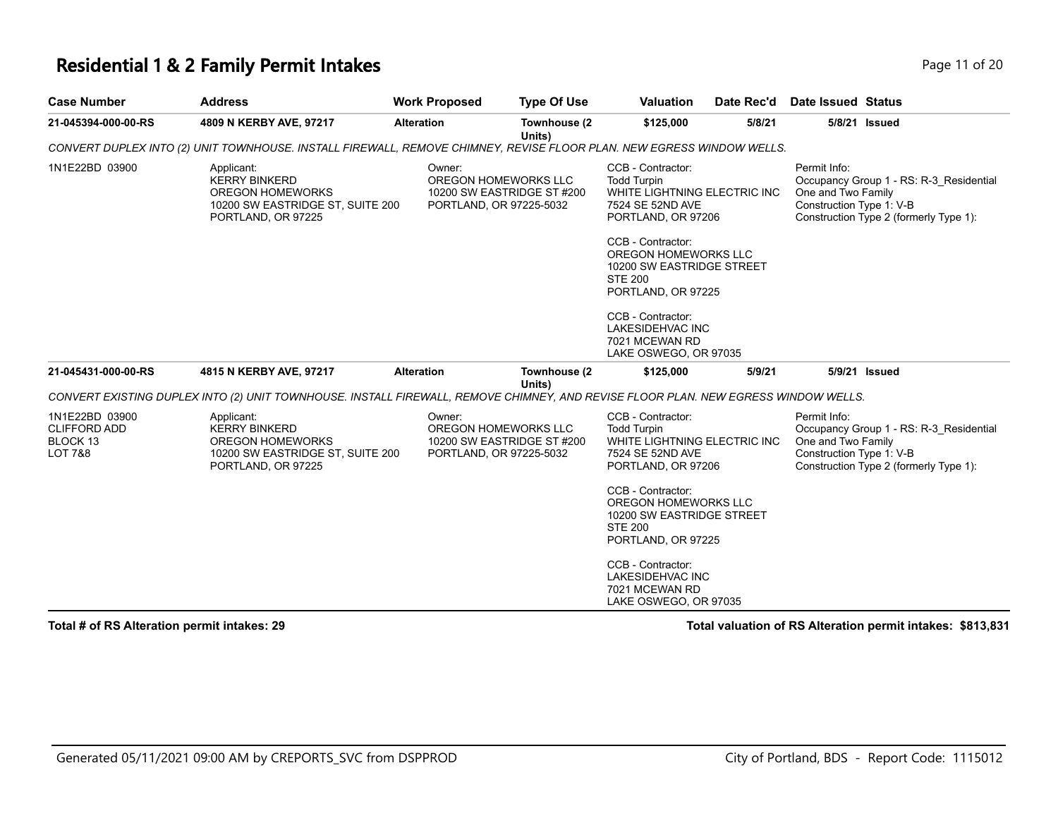## Residential 1 & 2 Family Permit Intakes

| Case Number | Address | Work Proposed | Type Of Use | Valuation | Date Rec'd | Date Issued | Status |
|---|---|---|---|---|---|---|---|
| 21-045394-000-00-RS | 4809 N KERBY AVE, 97217 | Alteration | Townhouse (2 Units) | $125,000 | 5/8/21 | 5/8/21 | Issued |

*CONVERT DUPLEX INTO (2) UNIT TOWNHOUSE. INSTALL FIREWALL, REMOVE CHIMNEY, REVISE FLOOR PLAN. NEW EGRESS WINDOW WELLS.*

1N1E22BD 03900

Applicant:
KERRY BINKERD
OREGON HOMEWORKS
10200 SW EASTRIDGE ST, SUITE 200
PORTLAND, OR 97225

Owner:
OREGON HOMEWORKS LLC
10200 SW EASTRIDGE ST #200
PORTLAND, OR 97225-5032

CCB - Contractor:
Todd Turpin
WHITE LIGHTNING ELECTRIC INC
7524 SE 52ND AVE
PORTLAND, OR 97206

CCB - Contractor:
OREGON HOMEWORKS LLC
10200 SW EASTRIDGE STREET
STE 200
PORTLAND, OR 97225

CCB - Contractor:
LAKESIDEHVAC INC
7021 MCEWAN RD
LAKE OSWEGO, OR 97035

Permit Info:
Occupancy Group 1 - RS: R-3_Residential One and Two Family
Construction Type 1: V-B
Construction Type 2 (formerly Type 1):

| Case Number | Address | Work Proposed | Type Of Use | Valuation | Date Rec'd | Date Issued | Status |
|---|---|---|---|---|---|---|---|
| 21-045431-000-00-RS | 4815 N KERBY AVE, 97217 | Alteration | Townhouse (2 Units) | $125,000 | 5/9/21 | 5/9/21 | Issued |

*CONVERT EXISTING DUPLEX INTO (2) UNIT TOWNHOUSE. INSTALL FIREWALL, REMOVE CHIMNEY, AND REVISE FLOOR PLAN. NEW EGRESS WINDOW WELLS.*

1N1E22BD 03900
CLIFFORD ADD
BLOCK 13
LOT 7&8

Applicant:
KERRY BINKERD
OREGON HOMEWORKS
10200 SW EASTRIDGE ST, SUITE 200
PORTLAND, OR 97225

Owner:
OREGON HOMEWORKS LLC
10200 SW EASTRIDGE ST #200
PORTLAND, OR 97225-5032

CCB - Contractor:
Todd Turpin
WHITE LIGHTNING ELECTRIC INC
7524 SE 52ND AVE
PORTLAND, OR 97206

CCB - Contractor:
OREGON HOMEWORKS LLC
10200 SW EASTRIDGE STREET
STE 200
PORTLAND, OR 97225

CCB - Contractor:
LAKESIDEHVAC INC
7021 MCEWAN RD
LAKE OSWEGO, OR 97035

Permit Info:
Occupancy Group 1 - RS: R-3_Residential One and Two Family
Construction Type 1: V-B
Construction Type 2 (formerly Type 1):

**Total # of RS Alteration permit intakes: 29**

**Total valuation of RS Alteration permit intakes: $813,831**

Generated 05/11/2021 09:00 AM by CREPORTS_SVC from DSPPROD — City of Portland, BDS - Report Code: 1115012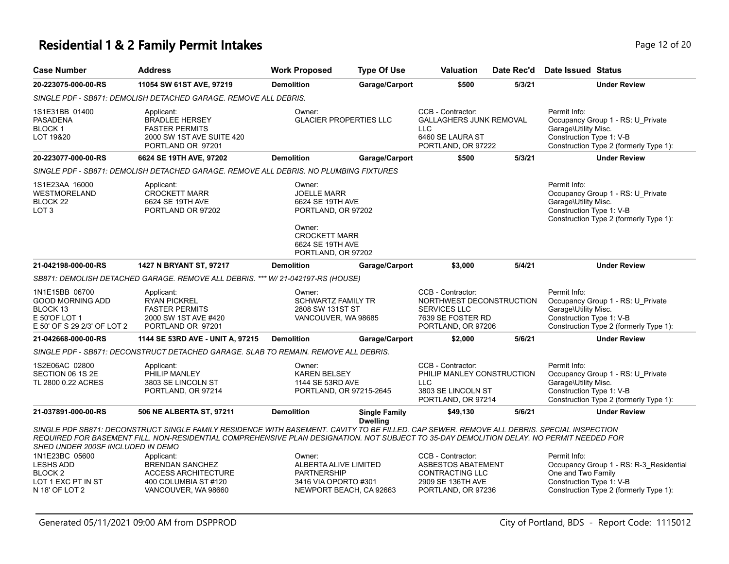# Residential 1 & 2 Family Permit Intakes

| Case Number | Address | Work Proposed | Type Of Use | Valuation | Date Rec'd | Date Issued | Status |
|---|---|---|---|---|---|---|---|
| **20-223075-000-00-RS** | **11054 SW 61ST AVE, 97219** | **Demolition** | **Garage/Carport** | **$500** | **5/3/21** | | **Under Review** |

*SINGLE PDF - SB871: DEMOLISH DETACHED GARAGE. REMOVE ALL DEBRIS.*

1S1E31BB 01400
PASADENA
BLOCK 1
LOT 19&20

Applicant:
BRADLEE HERSEY
FASTER PERMITS
2000 SW 1ST AVE SUITE 420
PORTLAND OR 97201

Owner:
GLACIER PROPERTIES LLC

CCB - Contractor:
GALLAGHERS JUNK REMOVAL LLC
6460 SE LAURA ST
PORTLAND, OR 97222

Permit Info:
Occupancy Group 1 - RS: U_Private Garage\Utility Misc.
Construction Type 1: V-B
Construction Type 2 (formerly Type 1):

| Case Number | Address | Work Proposed | Type Of Use | Valuation | Date Rec'd | Date Issued | Status |
|---|---|---|---|---|---|---|---|
| **20-223077-000-00-RS** | **6624 SE 19TH AVE, 97202** | **Demolition** | **Garage/Carport** | **$500** | **5/3/21** | | **Under Review** |

*SINGLE PDF - SB871: DEMOLISH DETACHED GARAGE. REMOVE ALL DEBRIS. NO PLUMBING FIXTURES*

1S1E23AA 16000
WESTMORELAND
BLOCK 22
LOT 3

Applicant:
CROCKETT MARR
6624 SE 19TH AVE
PORTLAND OR 97202

Owner:
JOELLE MARR
6624 SE 19TH AVE
PORTLAND, OR 97202

Owner:
CROCKETT MARR
6624 SE 19TH AVE
PORTLAND, OR 97202

Permit Info:
Occupancy Group 1 - RS: U_Private Garage\Utility Misc.
Construction Type 1: V-B
Construction Type 2 (formerly Type 1):

| Case Number | Address | Work Proposed | Type Of Use | Valuation | Date Rec'd | Date Issued | Status |
|---|---|---|---|---|---|---|---|
| **21-042198-000-00-RS** | **1427 N BRYANT ST, 97217** | **Demolition** | **Garage/Carport** | **$3,000** | **5/4/21** | | **Under Review** |

*SB871: DEMOLISH DETACHED GARAGE. REMOVE ALL DEBRIS. *** W/ 21-042197-RS (HOUSE)*

1N1E15BB 06700
GOOD MORNING ADD
BLOCK 13
E 50'OF LOT 1
E 50' OF S 29 2/3' OF LOT 2

Applicant:
RYAN PICKREL
FASTER PERMITS
2000 SW 1ST AVE #420
PORTLAND OR 97201

Owner:
SCHWARTZ FAMILY TR
2808 SW 131ST ST
VANCOUVER, WA 98685

CCB - Contractor:
NORTHWEST DECONSTRUCTION SERVICES LLC
7639 SE FOSTER RD
PORTLAND, OR 97206

Permit Info:
Occupancy Group 1 - RS: U_Private Garage\Utility Misc.
Construction Type 1: V-B
Construction Type 2 (formerly Type 1):

| Case Number | Address | Work Proposed | Type Of Use | Valuation | Date Rec'd | Date Issued | Status |
|---|---|---|---|---|---|---|---|
| **21-042668-000-00-RS** | **1144 SE 53RD AVE - UNIT A, 97215** | **Demolition** | **Garage/Carport** | **$2,000** | **5/6/21** | | **Under Review** |

*SINGLE PDF - SB871: DECONSTRUCT DETACHED GARAGE. SLAB TO REMAIN. REMOVE ALL DEBRIS.*

1S2E06AC 02800
SECTION 06 1S 2E
TL 2800 0.22 ACRES

Applicant:
PHILIP MANLEY
3803 SE LINCOLN ST
PORTLAND, OR 97214

Owner:
KAREN BELSEY
1144 SE 53RD AVE
PORTLAND, OR 97215-2645

CCB - Contractor:
PHILIP MANLEY CONSTRUCTION LLC
3803 SE LINCOLN ST
PORTLAND, OR 97214

Permit Info:
Occupancy Group 1 - RS: U_Private Garage\Utility Misc.
Construction Type 1: V-B
Construction Type 2 (formerly Type 1):

| Case Number | Address | Work Proposed | Type Of Use | Valuation | Date Rec'd | Date Issued | Status |
|---|---|---|---|---|---|---|---|
| **21-037891-000-00-RS** | **506 NE ALBERTA ST, 97211** | **Demolition** | **Single Family Dwelling** | **$49,130** | **5/6/21** | | **Under Review** |

*SINGLE PDF SB871: DECONSTRUCT SINGLE FAMILY RESIDENCE WITH BASEMENT. CAVITY TO BE FILLED. CAP SEWER. REMOVE ALL DEBRIS. SPECIAL INSPECTION REQUIRED FOR BASEMENT FILL. NON-RESIDENTIAL COMPREHENSIVE PLAN DESIGNATION. NOT SUBJECT TO 35-DAY DEMOLITION DELAY. NO PERMIT NEEDED FOR SHED UNDER 200SF INCLUDED IN DEMO*

1N1E23BC 05600
LESHS ADD
BLOCK 2
LOT 1 EXC PT IN ST
N 18' OF LOT 2

Applicant:
BRENDAN SANCHEZ
ACCESS ARCHITECTURE
400 COLUMBIA ST #120
VANCOUVER, WA 98660

Owner:
ALBERTA ALIVE LIMITED PARTNERSHIP
3416 VIA OPORTO #301
NEWPORT BEACH, CA 92663

CCB - Contractor:
ASBESTOS ABATEMENT CONTRACTING LLC
2909 SE 136TH AVE
PORTLAND, OR 97236

Permit Info:
Occupancy Group 1 - RS: R-3_Residential One and Two Family
Construction Type 1: V-B
Construction Type 2 (formerly Type 1):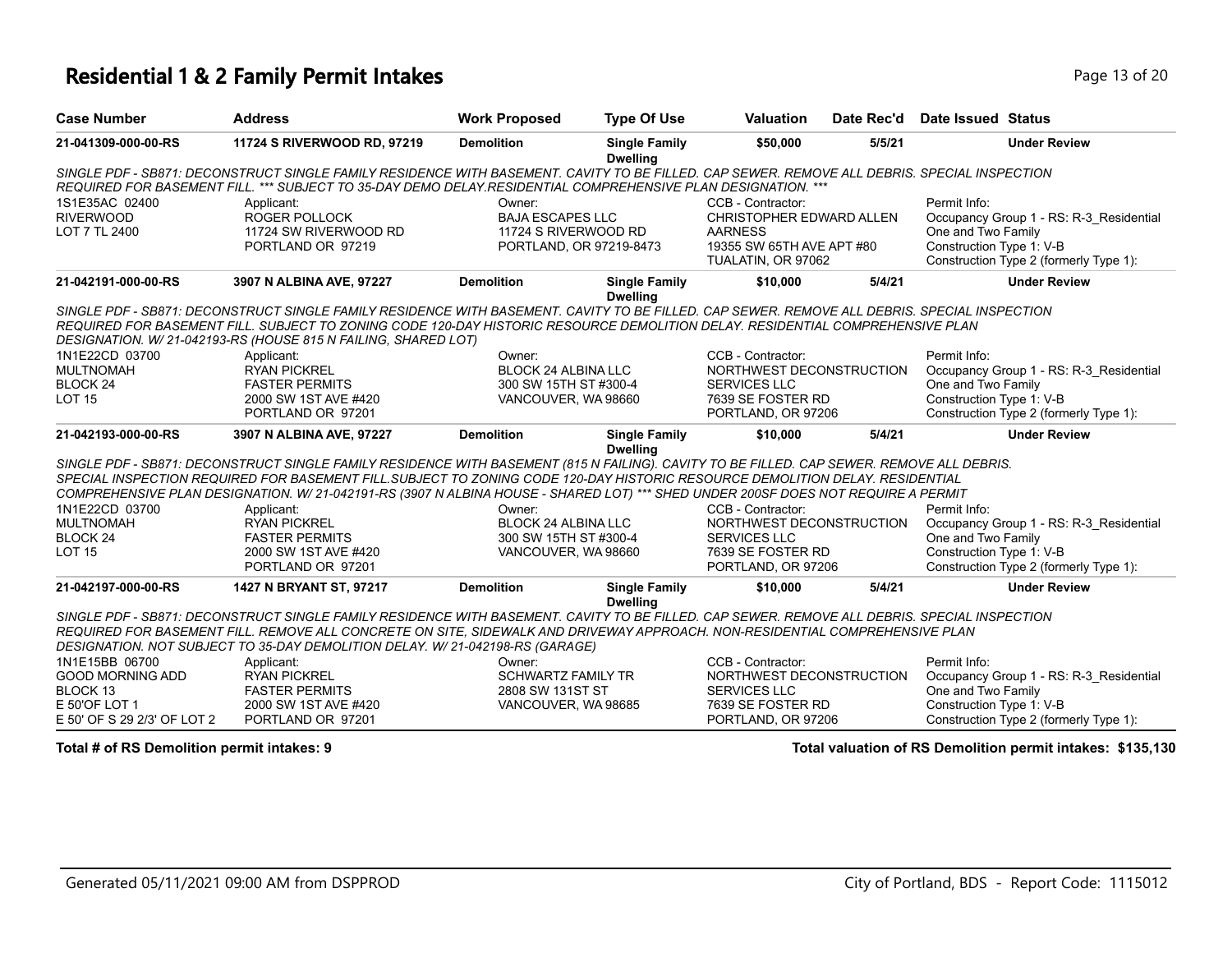# Residential 1 & 2 Family Permit Intakes

| Case Number | Address | Work Proposed | Type Of Use | Valuation | Date Rec'd | Date Issued | Status |
|---|---|---|---|---|---|---|---|
| **21-041309-000-00-RS** | **11724 S RIVERWOOD RD, 97219** | **Demolition** | **Single Family Dwelling** | **$50,000** | **5/5/21** | | **Under Review** |

*SINGLE PDF - SB871: DECONSTRUCT SINGLE FAMILY RESIDENCE WITH BASEMENT. CAVITY TO BE FILLED. CAP SEWER. REMOVE ALL DEBRIS. SPECIAL INSPECTION REQUIRED FOR BASEMENT FILL. *** SUBJECT TO 35-DAY DEMO DELAY.RESIDENTIAL COMPREHENSIVE PLAN DESIGNATION. ****

1S1E35AC 02400
RIVERWOOD
LOT 7 TL 2400

Applicant:
ROGER POLLOCK
11724 SW RIVERWOOD RD
PORTLAND OR 97219

Owner:
BAJA ESCAPES LLC
11724 S RIVERWOOD RD
PORTLAND, OR 97219-8473

CCB - Contractor:
CHRISTOPHER EDWARD ALLEN AARNESS
19355 SW 65TH AVE APT #80
TUALATIN, OR 97062

Permit Info:
Occupancy Group 1 - RS: R-3_Residential One and Two Family
Construction Type 1: V-B
Construction Type 2 (formerly Type 1):

| Case Number | Address | Work Proposed | Type Of Use | Valuation | Date Rec'd | Date Issued | Status |
|---|---|---|---|---|---|---|---|
| **21-042191-000-00-RS** | **3907 N ALBINA AVE, 97227** | **Demolition** | **Single Family Dwelling** | **$10,000** | **5/4/21** | | **Under Review** |

*SINGLE PDF - SB871: DECONSTRUCT SINGLE FAMILY RESIDENCE WITH BASEMENT. CAVITY TO BE FILLED. CAP SEWER. REMOVE ALL DEBRIS. SPECIAL INSPECTION REQUIRED FOR BASEMENT FILL. SUBJECT TO ZONING CODE 120-DAY HISTORIC RESOURCE DEMOLITION DELAY. RESIDENTIAL COMPREHENSIVE PLAN DESIGNATION. W/ 21-042193-RS (HOUSE 815 N FAILING, SHARED LOT)*

1N1E22CD 03700
MULTNOMAH
BLOCK 24
LOT 15

Applicant:
RYAN PICKREL
FASTER PERMITS
2000 SW 1ST AVE #420
PORTLAND OR 97201

Owner:
BLOCK 24 ALBINA LLC
300 SW 15TH ST #300-4
VANCOUVER, WA 98660

CCB - Contractor:
NORTHWEST DECONSTRUCTION SERVICES LLC
7639 SE FOSTER RD
PORTLAND, OR 97206

Permit Info:
Occupancy Group 1 - RS: R-3_Residential One and Two Family
Construction Type 1: V-B
Construction Type 2 (formerly Type 1):

| Case Number | Address | Work Proposed | Type Of Use | Valuation | Date Rec'd | Date Issued | Status |
|---|---|---|---|---|---|---|---|
| **21-042193-000-00-RS** | **3907 N ALBINA AVE, 97227** | **Demolition** | **Single Family Dwelling** | **$10,000** | **5/4/21** | | **Under Review** |

*SINGLE PDF - SB871: DECONSTRUCT SINGLE FAMILY RESIDENCE WITH BASEMENT (815 N FAILING). CAVITY TO BE FILLED. CAP SEWER. REMOVE ALL DEBRIS. SPECIAL INSPECTION REQUIRED FOR BASEMENT FILL.SUBJECT TO ZONING CODE 120-DAY HISTORIC RESOURCE DEMOLITION DELAY. RESIDENTIAL COMPREHENSIVE PLAN DESIGNATION. W/ 21-042191-RS (3907 N ALBINA HOUSE - SHARED LOT) *** SHED UNDER 200SF DOES NOT REQUIRE A PERMIT*

1N1E22CD 03700
MULTNOMAH
BLOCK 24
LOT 15

Applicant:
RYAN PICKREL
FASTER PERMITS
2000 SW 1ST AVE #420
PORTLAND OR 97201

Owner:
BLOCK 24 ALBINA LLC
300 SW 15TH ST #300-4
VANCOUVER, WA 98660

CCB - Contractor:
NORTHWEST DECONSTRUCTION SERVICES LLC
7639 SE FOSTER RD
PORTLAND, OR 97206

Permit Info:
Occupancy Group 1 - RS: R-3_Residential One and Two Family
Construction Type 1: V-B
Construction Type 2 (formerly Type 1):

| Case Number | Address | Work Proposed | Type Of Use | Valuation | Date Rec'd | Date Issued | Status |
|---|---|---|---|---|---|---|---|
| **21-042197-000-00-RS** | **1427 N BRYANT ST, 97217** | **Demolition** | **Single Family Dwelling** | **$10,000** | **5/4/21** | | **Under Review** |

*SINGLE PDF - SB871: DECONSTRUCT SINGLE FAMILY RESIDENCE WITH BASEMENT. CAVITY TO BE FILLED. CAP SEWER. REMOVE ALL DEBRIS. SPECIAL INSPECTION REQUIRED FOR BASEMENT FILL. REMOVE ALL CONCRETE ON SITE, SIDEWALK AND DRIVEWAY APPROACH. NON-RESIDENTIAL COMPREHENSIVE PLAN DESIGNATION. NOT SUBJECT TO 35-DAY DEMOLITION DELAY. W/ 21-042198-RS (GARAGE)*

1N1E15BB 06700
GOOD MORNING ADD
BLOCK 13
E 50'OF LOT 1
E 50' OF S 29 2/3' OF LOT 2

Applicant:
RYAN PICKREL
FASTER PERMITS
2000 SW 1ST AVE #420
PORTLAND OR 97201

Owner:
SCHWARTZ FAMILY TR
2808 SW 131ST ST
VANCOUVER, WA 98685

CCB - Contractor:
NORTHWEST DECONSTRUCTION SERVICES LLC
7639 SE FOSTER RD
PORTLAND, OR 97206

Permit Info:
Occupancy Group 1 - RS: R-3_Residential One and Two Family
Construction Type 1: V-B
Construction Type 2 (formerly Type 1):

**Total # of RS Demolition permit intakes: 9**

**Total valuation of RS Demolition permit intakes: $135,130**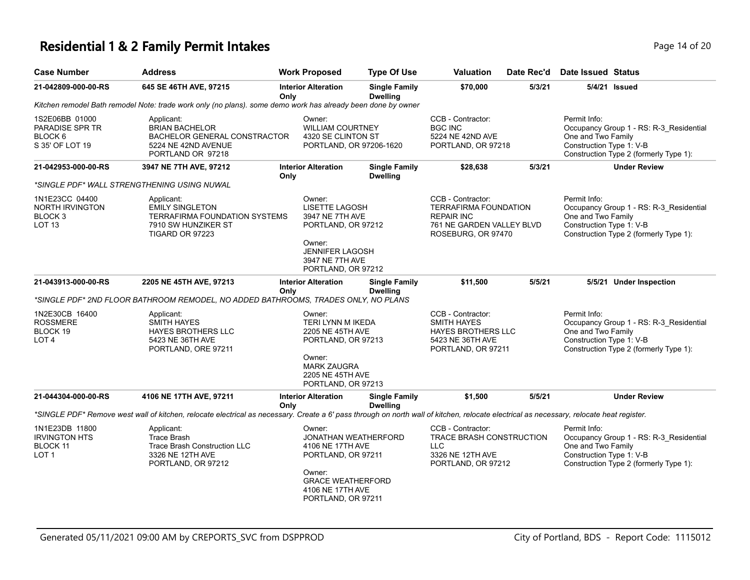# Residential 1 & 2 Family Permit Intakes

| Case Number | Address | Work Proposed | Type Of Use | Valuation | Date Rec'd | Date Issued | Status |
|---|---|---|---|---|---|---|---|
| 21-042809-000-00-RS | 645 SE 46TH AVE, 97215 | Interior Alteration Only | Single Family Dwelling | $70,000 | 5/3/21 | 5/4/21 | Issued |

*Kitchen remodel Bath remodel Note: trade work only (no plans). some demo work has already been done by owner*

1S2E06BB 01000
PARADISE SPR TR
BLOCK 6
S 35' OF LOT 19

Applicant:
BRIAN BACHELOR
BACHELOR GENERAL CONSTRACTOR
5224 NE 42ND AVENUE
PORTLAND OR 97218

Owner:
WILLIAM COURTNEY
4320 SE CLINTON ST
PORTLAND, OR 97206-1620

CCB - Contractor:
BGC INC
5224 NE 42ND AVE
PORTLAND, OR 97218

Permit Info:
Occupancy Group 1 - RS: R-3_Residential One and Two Family
Construction Type 1: V-B
Construction Type 2 (formerly Type 1):

| Case Number | Address | Work Proposed | Type Of Use | Valuation | Date Rec'd | Date Issued | Status |
|---|---|---|---|---|---|---|---|
| 21-042953-000-00-RS | 3947 NE 7TH AVE, 97212 | Interior Alteration Only | Single Family Dwelling | $28,638 | 5/3/21 | | Under Review |

*\*SINGLE PDF\* WALL STRENGTHENING USING NUWAL*

1N1E23CC 04400
NORTH IRVINGTON
BLOCK 3
LOT 13

Applicant:
EMILY SINGLETON
TERRAFIRMA FOUNDATION SYSTEMS
7910 SW HUNZIKER ST
TIGARD OR 97223

Owner:
LISETTE LAGOSH
3947 NE 7TH AVE
PORTLAND, OR 97212

Owner:
JENNIFER LAGOSH
3947 NE 7TH AVE
PORTLAND, OR 97212

CCB - Contractor:
TERRAFIRMA FOUNDATION REPAIR INC
761 NE GARDEN VALLEY BLVD
ROSEBURG, OR 97470

Permit Info:
Occupancy Group 1 - RS: R-3_Residential One and Two Family
Construction Type 1: V-B
Construction Type 2 (formerly Type 1):

| Case Number | Address | Work Proposed | Type Of Use | Valuation | Date Rec'd | Date Issued | Status |
|---|---|---|---|---|---|---|---|
| 21-043913-000-00-RS | 2205 NE 45TH AVE, 97213 | Interior Alteration Only | Single Family Dwelling | $11,500 | 5/5/21 | 5/5/21 | Under Inspection |

*\*SINGLE PDF\* 2ND FLOOR BATHROOM REMODEL, NO ADDED BATHROOMS, TRADES ONLY, NO PLANS*

1N2E30CB 16400
ROSSMERE
BLOCK 19
LOT 4

Applicant:
SMITH HAYES
HAYES BROTHERS LLC
5423 NE 36TH AVE
PORTLAND, ORE 97211

Owner:
TERI LYNN M IKEDA
2205 NE 45TH AVE
PORTLAND, OR 97213

Owner:
MARK ZAUGRA
2205 NE 45TH AVE
PORTLAND, OR 97213

CCB - Contractor:
SMITH HAYES
HAYES BROTHERS LLC
5423 NE 36TH AVE
PORTLAND, OR 97211

Permit Info:
Occupancy Group 1 - RS: R-3_Residential One and Two Family
Construction Type 1: V-B
Construction Type 2 (formerly Type 1):

| Case Number | Address | Work Proposed | Type Of Use | Valuation | Date Rec'd | Date Issued | Status |
|---|---|---|---|---|---|---|---|
| 21-044304-000-00-RS | 4106 NE 17TH AVE, 97211 | Interior Alteration Only | Single Family Dwelling | $1,500 | 5/5/21 | | Under Review |

*\*SINGLE PDF\* Remove west wall of kitchen, relocate electrical as necessary. Create a 6' pass through on north wall of kitchen, relocate electrical as necessary, relocate heat register.*

1N1E23DB 11800
IRVINGTON HTS
BLOCK 11
LOT 1

Applicant:
Trace Brash
Trace Brash Construction LLC
3326 NE 12TH AVE
PORTLAND, OR 97212

Owner:
JONATHAN WEATHERFORD
4106 NE 17TH AVE
PORTLAND, OR 97211

Owner:
GRACE WEATHERFORD
4106 NE 17TH AVE
PORTLAND, OR 97211

CCB - Contractor:
TRACE BRASH CONSTRUCTION LLC
3326 NE 12TH AVE
PORTLAND, OR 97212

Permit Info:
Occupancy Group 1 - RS: R-3_Residential One and Two Family
Construction Type 1: V-B
Construction Type 2 (formerly Type 1):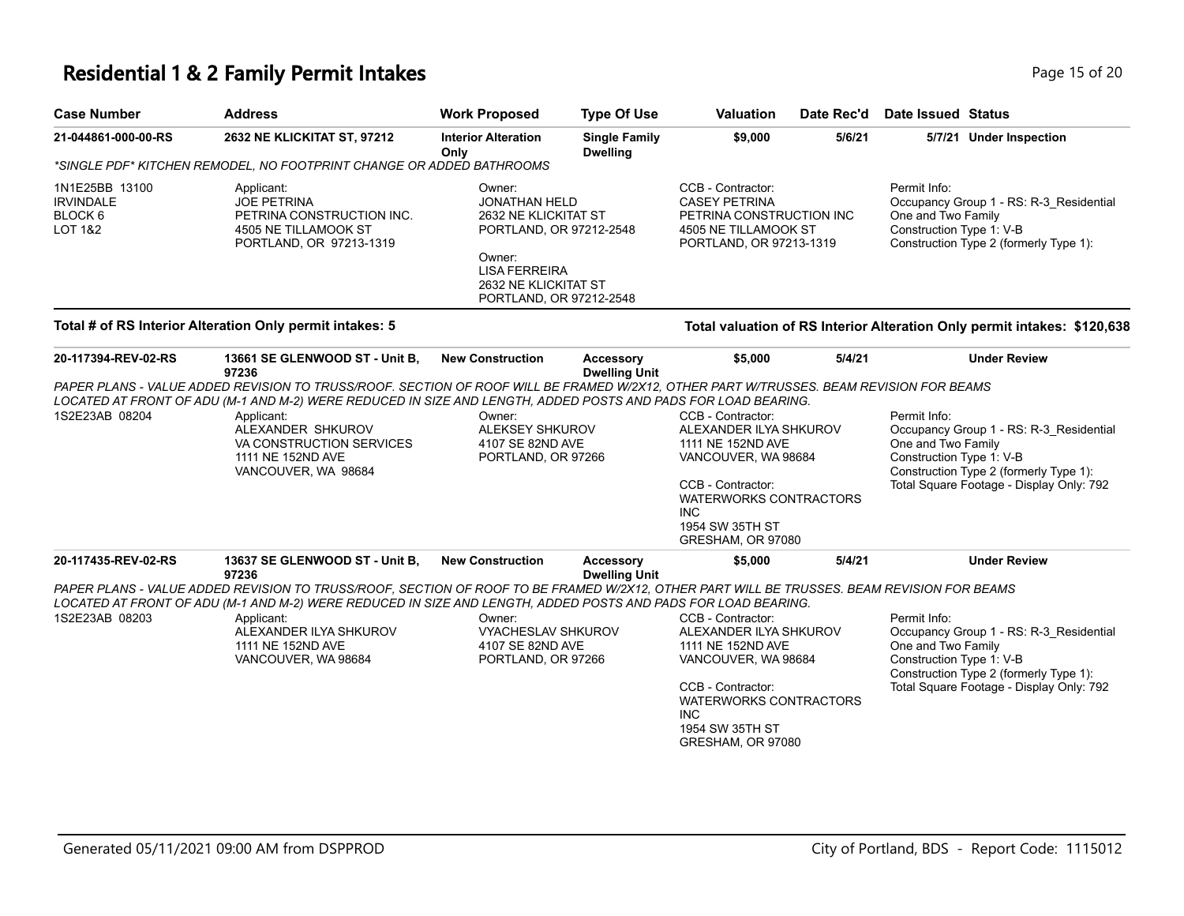# Residential 1 & 2 Family Permit Intakes

| Case Number | Address | Work Proposed | Type Of Use | Valuation | Date Rec'd | Date Issued | Status |
|---|---|---|---|---|---|---|---|
| 21-044861-000-00-RS | 2632 NE KLICKITAT ST, 97212 | Interior Alteration Only | Single Family Dwelling | $9,000 | 5/6/21 | 5/7/21 | Under Inspection |

*SINGLE PDF* KITCHEN REMODEL, NO FOOTPRINT CHANGE OR ADDED BATHROOMS

1N1E25BB 13100
IRVINDALE
BLOCK 6
LOT 1&2

Applicant:
JOE PETRINA
PETRINA CONSTRUCTION INC.
4505 NE TILLAMOOK ST
PORTLAND, OR 97213-1319

Owner:
JONATHAN HELD
2632 NE KLICKITAT ST
PORTLAND, OR 97212-2548

Owner:
LISA FERREIRA
2632 NE KLICKITAT ST
PORTLAND, OR 97212-2548

CCB - Contractor:
CASEY PETRINA
PETRINA CONSTRUCTION INC
4505 NE TILLAMOOK ST
PORTLAND, OR 97213-1319

Permit Info:
Occupancy Group 1 - RS: R-3_Residential One and Two Family
Construction Type 1: V-B
Construction Type 2 (formerly Type 1):

**Total # of RS Interior Alteration Only permit intakes: 5**

**Total valuation of RS Interior Alteration Only permit intakes: $120,638**

| Case Number | Address | Work Proposed | Type Of Use | Valuation | Date Rec'd | Date Issued | Status |
|---|---|---|---|---|---|---|---|
| 20-117394-REV-02-RS | 13661 SE GLENWOOD ST - Unit B, 97236 | New Construction | Accessory Dwelling Unit | $5,000 | 5/4/21 | | Under Review |

PAPER PLANS - VALUE ADDED REVISION TO TRUSS/ROOF. SECTION OF ROOF WILL BE FRAMED W/2X12, OTHER PART W/TRUSSES. BEAM REVISION FOR BEAMS LOCATED AT FRONT OF ADU (M-1 AND M-2) WERE REDUCED IN SIZE AND LENGTH, ADDED POSTS AND PADS FOR LOAD BEARING.

1S2E23AB 08204

Applicant:
ALEXANDER SHKUROV
VA CONSTRUCTION SERVICES
1111 NE 152ND AVE
VANCOUVER, WA 98684

Owner:
ALEKSEY SHKUROV
4107 SE 82ND AVE
PORTLAND, OR 97266

CCB - Contractor:
ALEXANDER ILYA SHKUROV
1111 NE 152ND AVE
VANCOUVER, WA 98684

CCB - Contractor:
WATERWORKS CONTRACTORS INC
1954 SW 35TH ST
GRESHAM, OR 97080

Permit Info:
Occupancy Group 1 - RS: R-3_Residential One and Two Family
Construction Type 1: V-B
Construction Type 2 (formerly Type 1):
Total Square Footage - Display Only: 792

| Case Number | Address | Work Proposed | Type Of Use | Valuation | Date Rec'd | Date Issued | Status |
|---|---|---|---|---|---|---|---|
| 20-117435-REV-02-RS | 13637 SE GLENWOOD ST - Unit B, 97236 | New Construction | Accessory Dwelling Unit | $5,000 | 5/4/21 | | Under Review |

PAPER PLANS - VALUE ADDED REVISION TO TRUSS/ROOF, SECTION OF ROOF TO BE FRAMED W/2X12, OTHER PART WILL BE TRUSSES. BEAM REVISION FOR BEAMS LOCATED AT FRONT OF ADU (M-1 AND M-2) WERE REDUCED IN SIZE AND LENGTH, ADDED POSTS AND PADS FOR LOAD BEARING.

1S2E23AB 08203

Applicant:
ALEXANDER ILYA SHKUROV
1111 NE 152ND AVE
VANCOUVER, WA 98684

Owner:
VYACHESLAV SHKUROV
4107 SE 82ND AVE
PORTLAND, OR 97266

CCB - Contractor:
ALEXANDER ILYA SHKUROV
1111 NE 152ND AVE
VANCOUVER, WA 98684

CCB - Contractor:
WATERWORKS CONTRACTORS INC
1954 SW 35TH ST
GRESHAM, OR 97080

Permit Info:
Occupancy Group 1 - RS: R-3_Residential One and Two Family
Construction Type 1: V-B
Construction Type 2 (formerly Type 1):
Total Square Footage - Display Only: 792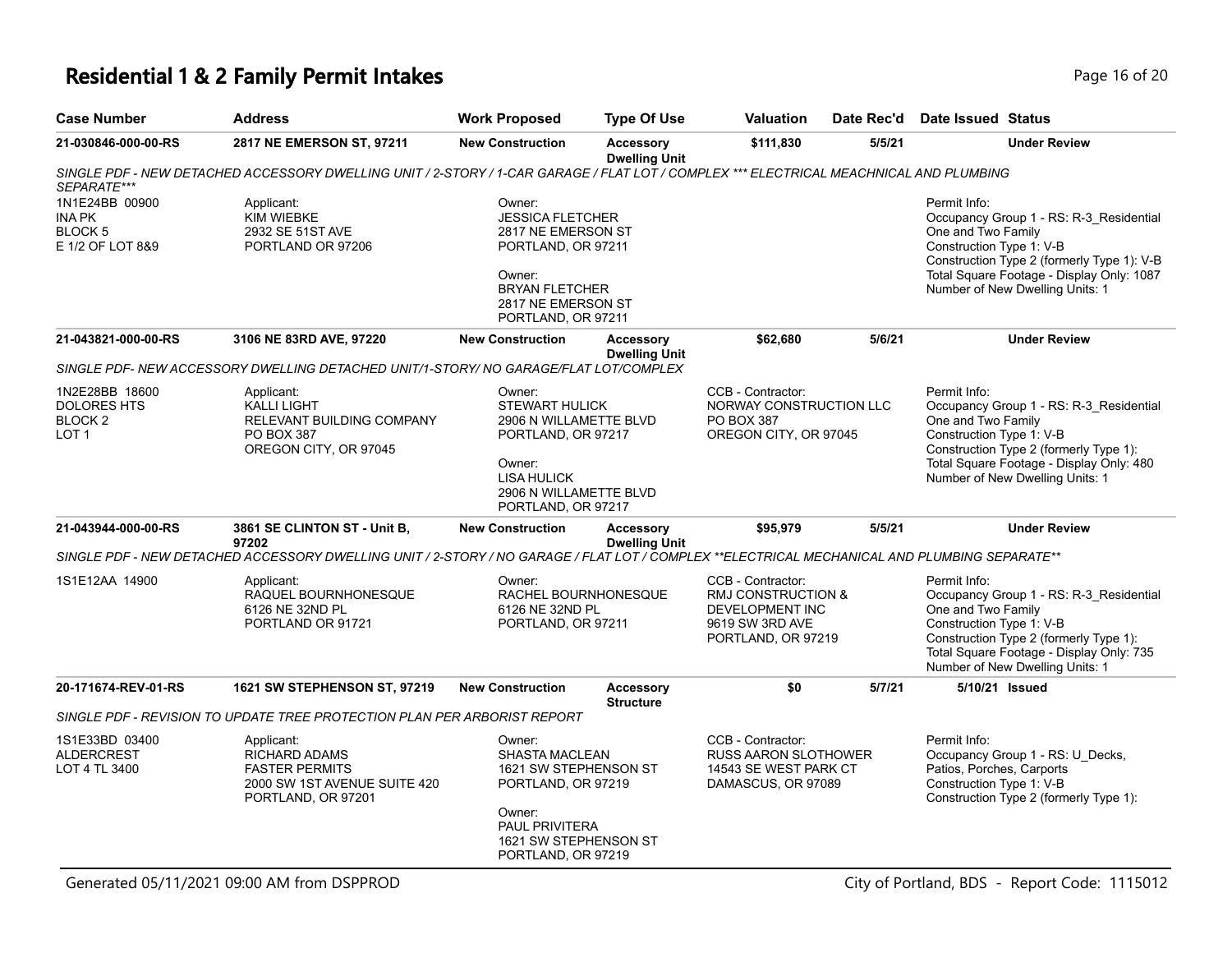# Residential 1 & 2 Family Permit Intakes

| Case Number | Address | Work Proposed | Type Of Use | Valuation | Date Rec'd | Date Issued | Status |
|---|---|---|---|---|---|---|---|
| 21-030846-000-00-RS | 2817 NE EMERSON ST, 97211 | New Construction | Accessory Dwelling Unit | $111,830 | 5/5/21 | | Under Review |

*SINGLE PDF - NEW DETACHED ACCESSORY DWELLING UNIT / 2-STORY / 1-CAR GARAGE / FLAT LOT / COMPLEX *** ELECTRICAL MEACHNICAL AND PLUMBING SEPARATE****

1N1E24BB 00900
INA PK
BLOCK 5
E 1/2 OF LOT 8&9

Applicant:
KIM WIEBKE
2932 SE 51ST AVE
PORTLAND OR 97206

Owner:
JESSICA FLETCHER
2817 NE EMERSON ST
PORTLAND, OR 97211

Owner:
BRYAN FLETCHER
2817 NE EMERSON ST
PORTLAND, OR 97211

Permit Info:
Occupancy Group 1 - RS: R-3_Residential One and Two Family
Construction Type 1: V-B
Construction Type 2 (formerly Type 1): V-B
Total Square Footage - Display Only: 1087
Number of New Dwelling Units: 1

| Case Number | Address | Work Proposed | Type Of Use | Valuation | Date Rec'd | Date Issued | Status |
|---|---|---|---|---|---|---|---|
| 21-043821-000-00-RS | 3106 NE 83RD AVE, 97220 | New Construction | Accessory Dwelling Unit | $62,680 | 5/6/21 | | Under Review |

*SINGLE PDF- NEW ACCESSORY DWELLING DETACHED UNIT/1-STORY/ NO GARAGE/FLAT LOT/COMPLEX*

1N2E28BB 18600
DOLORES HTS
BLOCK 2
LOT 1

Applicant:
KALLI LIGHT
RELEVANT BUILDING COMPANY
PO BOX 387
OREGON CITY, OR 97045

Owner:
STEWART HULICK
2906 N WILLAMETTE BLVD
PORTLAND, OR 97217

Owner:
LISA HULICK
2906 N WILLAMETTE BLVD
PORTLAND, OR 97217

CCB - Contractor:
NORWAY CONSTRUCTION LLC
PO BOX 387
OREGON CITY, OR 97045

Permit Info:
Occupancy Group 1 - RS: R-3_Residential One and Two Family
Construction Type 1: V-B
Construction Type 2 (formerly Type 1):
Total Square Footage - Display Only: 480
Number of New Dwelling Units: 1

| Case Number | Address | Work Proposed | Type Of Use | Valuation | Date Rec'd | Date Issued | Status |
|---|---|---|---|---|---|---|---|
| 21-043944-000-00-RS | 3861 SE CLINTON ST - Unit B, 97202 | New Construction | Accessory Dwelling Unit | $95,979 | 5/5/21 | | Under Review |

*SINGLE PDF - NEW DETACHED ACCESSORY DWELLING UNIT / 2-STORY / NO GARAGE / FLAT LOT / COMPLEX **ELECTRICAL MECHANICAL AND PLUMBING SEPARATE***

1S1E12AA 14900

Applicant:
RAQUEL BOURNHONESQUE
6126 NE 32ND PL
PORTLAND OR 91721

Owner:
RACHEL BOURNHONESQUE
6126 NE 32ND PL
PORTLAND, OR 97211

CCB - Contractor:
RMJ CONSTRUCTION & DEVELOPMENT INC
9619 SW 3RD AVE
PORTLAND, OR 97219

Permit Info:
Occupancy Group 1 - RS: R-3_Residential One and Two Family
Construction Type 1: V-B
Construction Type 2 (formerly Type 1):
Total Square Footage - Display Only: 735
Number of New Dwelling Units: 1

| Case Number | Address | Work Proposed | Type Of Use | Valuation | Date Rec'd | Date Issued | Status |
|---|---|---|---|---|---|---|---|
| 20-171674-REV-01-RS | 1621 SW STEPHENSON ST, 97219 | New Construction | Accessory Structure | $0 | 5/7/21 | 5/10/21 | Issued |

*SINGLE PDF - REVISION TO UPDATE TREE PROTECTION PLAN PER ARBORIST REPORT*

1S1E33BD 03400
ALDERCREST
LOT 4 TL 3400

Applicant:
RICHARD ADAMS
FASTER PERMITS
2000 SW 1ST AVENUE SUITE 420
PORTLAND, OR 97201

Owner:
SHASTA MACLEAN
1621 SW STEPHENSON ST
PORTLAND, OR 97219

Owner:
PAUL PRIVITERA
1621 SW STEPHENSON ST
PORTLAND, OR 97219

CCB - Contractor:
RUSS AARON SLOTHOWER
14543 SE WEST PARK CT
DAMASCUS, OR 97089

Permit Info:
Occupancy Group 1 - RS: U_Decks, Patios, Porches, Carports
Construction Type 1: V-B
Construction Type 2 (formerly Type 1):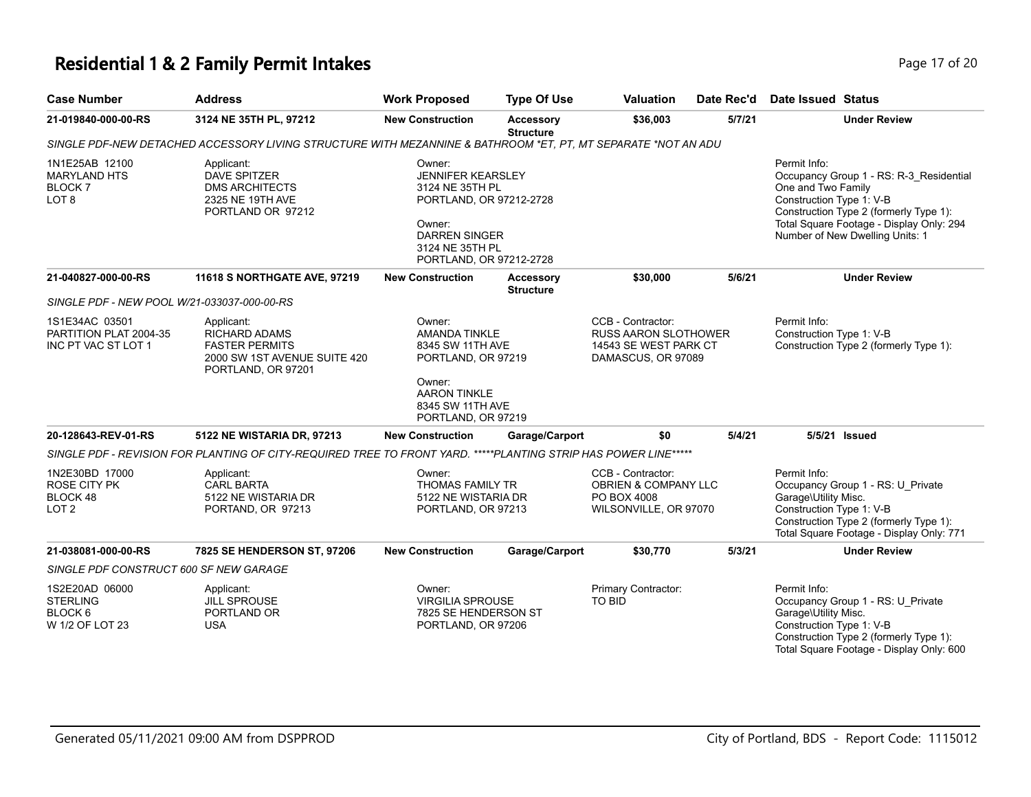# Residential 1 & 2 Family Permit Intakes

| Case Number | Address | Work Proposed | Type Of Use | Valuation | Date Rec'd | Date Issued | Status |
|---|---|---|---|---|---|---|---|
| **21-019840-000-00-RS** | **3124 NE 35TH PL, 97212** | **New Construction** | **Accessory Structure** | **$36,003** | **5/7/21** | | **Under Review** |

*SINGLE PDF-NEW DETACHED ACCESSORY LIVING STRUCTURE WITH MEZANNINE & BATHROOM *ET, PT, MT SEPARATE *NOT AN ADU*

1N1E25AB 12100
MARYLAND HTS
BLOCK 7
LOT 8

Applicant:
DAVE SPITZER
DMS ARCHITECTS
2325 NE 19TH AVE
PORTLAND OR 97212

Owner:
JENNIFER KEARSLEY
3124 NE 35TH PL
PORTLAND, OR 97212-2728

Owner:
DARREN SINGER
3124 NE 35TH PL
PORTLAND, OR 97212-2728

Permit Info:
Occupancy Group 1 - RS: R-3_Residential One and Two Family
Construction Type 1: V-B
Construction Type 2 (formerly Type 1):
Total Square Footage - Display Only: 294
Number of New Dwelling Units: 1

| Case Number | Address | Work Proposed | Type Of Use | Valuation | Date Rec'd | Date Issued | Status |
|---|---|---|---|---|---|---|---|
| **21-040827-000-00-RS** | **11618 S NORTHGATE AVE, 97219** | **New Construction** | **Accessory Structure** | **$30,000** | **5/6/21** | | **Under Review** |

*SINGLE PDF - NEW POOL W/21-033037-000-00-RS*

1S1E34AC 03501
PARTITION PLAT 2004-35
INC PT VAC ST LOT 1

Applicant:
RICHARD ADAMS
FASTER PERMITS
2000 SW 1ST AVENUE SUITE 420
PORTLAND, OR 97201

Owner:
AMANDA TINKLE
8345 SW 11TH AVE
PORTLAND, OR 97219

Owner:
AARON TINKLE
8345 SW 11TH AVE
PORTLAND, OR 97219

CCB - Contractor:
RUSS AARON SLOTHOWER
14543 SE WEST PARK CT
DAMASCUS, OR 97089

Permit Info:
Construction Type 1: V-B
Construction Type 2 (formerly Type 1):

| Case Number | Address | Work Proposed | Type Of Use | Valuation | Date Rec'd | Date Issued | Status |
|---|---|---|---|---|---|---|---|
| **20-128643-REV-01-RS** | **5122 NE WISTARIA DR, 97213** | **New Construction** | **Garage/Carport** | **$0** | **5/4/21** | **5/5/21** | **Issued** |

*SINGLE PDF - REVISION FOR PLANTING OF CITY-REQUIRED TREE TO FRONT YARD. *****PLANTING STRIP HAS POWER LINE******

1N2E30BD 17000
ROSE CITY PK
BLOCK 48
LOT 2

Applicant:
CARL BARTA
5122 NE WISTARIA DR
PORTAND, OR 97213

Owner:
THOMAS FAMILY TR
5122 NE WISTARIA DR
PORTLAND, OR 97213

CCB - Contractor:
OBRIEN & COMPANY LLC
PO BOX 4008
WILSONVILLE, OR 97070

Permit Info:
Occupancy Group 1 - RS: U_Private Garage\Utility Misc.
Construction Type 1: V-B
Construction Type 2 (formerly Type 1):
Total Square Footage - Display Only: 771

| Case Number | Address | Work Proposed | Type Of Use | Valuation | Date Rec'd | Date Issued | Status |
|---|---|---|---|---|---|---|---|
| **21-038081-000-00-RS** | **7825 SE HENDERSON ST, 97206** | **New Construction** | **Garage/Carport** | **$30,770** | **5/3/21** | | **Under Review** |

*SINGLE PDF CONSTRUCT 600 SF NEW GARAGE*

1S2E20AD 06000
STERLING
BLOCK 6
W 1/2 OF LOT 23

Applicant:
JILL SPROUSE
PORTLAND OR
USA

Owner:
VIRGILIA SPROUSE
7825 SE HENDERSON ST
PORTLAND, OR 97206

Primary Contractor:
TO BID

Permit Info:
Occupancy Group 1 - RS: U_Private Garage\Utility Misc.
Construction Type 1: V-B
Construction Type 2 (formerly Type 1):
Total Square Footage - Display Only: 600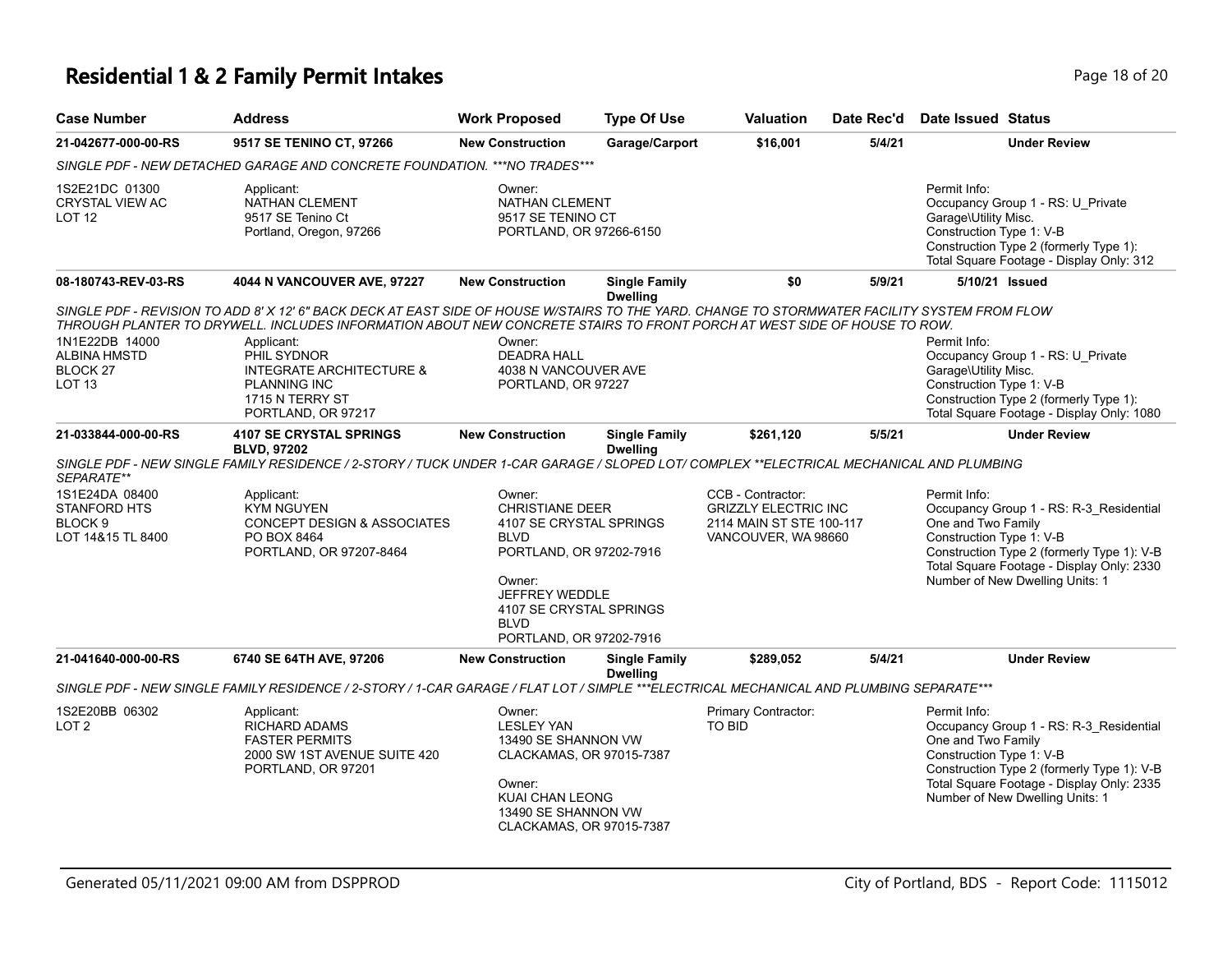# Residential 1 & 2 Family Permit Intakes

| Case Number | Address | Work Proposed | Type Of Use | Valuation | Date Rec'd | Date Issued | Status |
|---|---|---|---|---|---|---|---|
| **21-042677-000-00-RS** | **9517 SE TENINO CT, 97266** | **New Construction** | **Garage/Carport** | **$16,001** | **5/4/21** | | **Under Review** |

*SINGLE PDF - NEW DETACHED GARAGE AND CONCRETE FOUNDATION. ***NO TRADES****

1S2E21DC 01300
CRYSTAL VIEW AC
LOT 12

Applicant:
NATHAN CLEMENT
9517 SE Tenino Ct
Portland, Oregon, 97266

Owner:
NATHAN CLEMENT
9517 SE TENINO CT
PORTLAND, OR 97266-6150

Permit Info:
Occupancy Group 1 - RS: U_Private Garage\Utility Misc.
Construction Type 1: V-B
Construction Type 2 (formerly Type 1):
Total Square Footage - Display Only: 312

| Case Number | Address | Work Proposed | Type Of Use | Valuation | Date Rec'd | Date Issued | Status |
|---|---|---|---|---|---|---|---|
| **08-180743-REV-03-RS** | **4044 N VANCOUVER AVE, 97227** | **New Construction** | **Single Family Dwelling** | **$0** | **5/9/21** | **5/10/21** | **Issued** |

*SINGLE PDF - REVISION TO ADD 8' X 12' 6" BACK DECK AT EAST SIDE OF HOUSE W/STAIRS TO THE YARD. CHANGE TO STORMWATER FACILITY SYSTEM FROM FLOW THROUGH PLANTER TO DRYWELL. INCLUDES INFORMATION ABOUT NEW CONCRETE STAIRS TO FRONT PORCH AT WEST SIDE OF HOUSE TO ROW.*

1N1E22DB 14000
ALBINA HMSTD
BLOCK 27
LOT 13

Applicant:
PHIL SYDNOR
INTEGRATE ARCHITECTURE & PLANNING INC
1715 N TERRY ST
PORTLAND, OR 97217

Owner:
DEADRA HALL
4038 N VANCOUVER AVE
PORTLAND, OR 97227

Permit Info:
Occupancy Group 1 - RS: U_Private Garage\Utility Misc.
Construction Type 1: V-B
Construction Type 2 (formerly Type 1):
Total Square Footage - Display Only: 1080

| Case Number | Address | Work Proposed | Type Of Use | Valuation | Date Rec'd | Date Issued | Status |
|---|---|---|---|---|---|---|---|
| **21-033844-000-00-RS** | **4107 SE CRYSTAL SPRINGS BLVD, 97202** | **New Construction** | **Single Family Dwelling** | **$261,120** | **5/5/21** | | **Under Review** |

*SINGLE PDF - NEW SINGLE FAMILY RESIDENCE / 2-STORY / TUCK UNDER 1-CAR GARAGE / SLOPED LOT/ COMPLEX **ELECTRICAL MECHANICAL AND PLUMBING SEPARATE***

1S1E24DA 08400
STANFORD HTS
BLOCK 9
LOT 14&15 TL 8400

Applicant:
KYM NGUYEN
CONCEPT DESIGN & ASSOCIATES
PO BOX 8464
PORTLAND, OR 97207-8464

Owner:
CHRISTIANE DEER
4107 SE CRYSTAL SPRINGS BLVD
PORTLAND, OR 97202-7916

Owner:
JEFFREY WEDDLE
4107 SE CRYSTAL SPRINGS BLVD
PORTLAND, OR 97202-7916

CCB - Contractor:
GRIZZLY ELECTRIC INC
2114 MAIN ST STE 100-117
VANCOUVER, WA 98660

Permit Info:
Occupancy Group 1 - RS: R-3_Residential One and Two Family
Construction Type 1: V-B
Construction Type 2 (formerly Type 1): V-B
Total Square Footage - Display Only: 2330
Number of New Dwelling Units: 1

| Case Number | Address | Work Proposed | Type Of Use | Valuation | Date Rec'd | Date Issued | Status |
|---|---|---|---|---|---|---|---|
| **21-041640-000-00-RS** | **6740 SE 64TH AVE, 97206** | **New Construction** | **Single Family Dwelling** | **$289,052** | **5/4/21** | | **Under Review** |

*SINGLE PDF - NEW SINGLE FAMILY RESIDENCE / 2-STORY / 1-CAR GARAGE / FLAT LOT / SIMPLE ***ELECTRICAL MECHANICAL AND PLUMBING SEPARATE****

1S2E20BB 06302
LOT 2

Applicant:
RICHARD ADAMS
FASTER PERMITS
2000 SW 1ST AVENUE SUITE 420
PORTLAND, OR 97201

Owner:
LESLEY YAN
13490 SE SHANNON VW
CLACKAMAS, OR 97015-7387

Owner:
KUAI CHAN LEONG
13490 SE SHANNON VW
CLACKAMAS, OR 97015-7387

Primary Contractor:
TO BID

Permit Info:
Occupancy Group 1 - RS: R-3_Residential One and Two Family
Construction Type 1: V-B
Construction Type 2 (formerly Type 1): V-B
Total Square Footage - Display Only: 2335
Number of New Dwelling Units: 1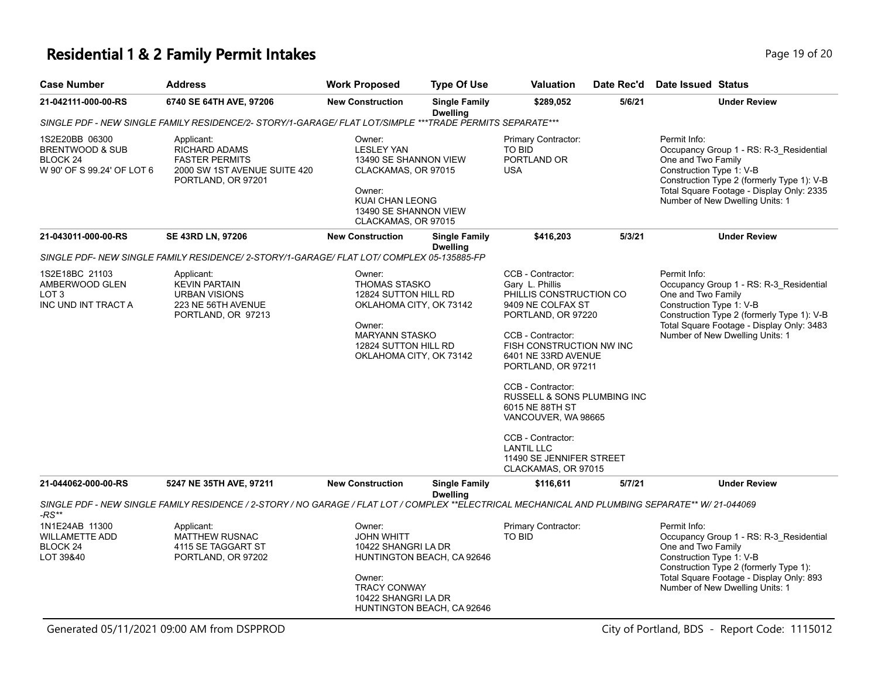# Residential 1 & 2 Family Permit Intakes

| Case Number | Address | Work Proposed | Type Of Use | Valuation | Date Rec'd | Date Issued | Status |
|---|---|---|---|---|---|---|---|
| 21-042111-000-00-RS | 6740 SE 64TH AVE, 97206 | New Construction | Single Family Dwelling | $289,052 | 5/6/21 | | Under Review |

*SINGLE PDF - NEW SINGLE FAMILY RESIDENCE/2- STORY/1-GARAGE/ FLAT LOT/SIMPLE ***TRADE PERMITS SEPARATE****

1S2E20BB 06300
BRENTWOOD & SUB
BLOCK 24
W 90' OF S 99.24' OF LOT 6

Applicant:
RICHARD ADAMS
FASTER PERMITS
2000 SW 1ST AVENUE SUITE 420
PORTLAND, OR 97201

Owner:
LESLEY YAN
13490 SE SHANNON VIEW
CLACKAMAS, OR 97015

Owner:
KUAI CHAN LEONG
13490 SE SHANNON VIEW
CLACKAMAS, OR 97015

Primary Contractor:
TO BID
PORTLAND OR
USA

Permit Info:
Occupancy Group 1 - RS: R-3_Residential One and Two Family
Construction Type 1: V-B
Construction Type 2 (formerly Type 1): V-B
Total Square Footage - Display Only: 2335
Number of New Dwelling Units: 1

| Case Number | Address | Work Proposed | Type Of Use | Valuation | Date Rec'd | Date Issued | Status |
|---|---|---|---|---|---|---|---|
| 21-043011-000-00-RS | SE 43RD LN, 97206 | New Construction | Single Family Dwelling | $416,203 | 5/3/21 | | Under Review |

*SINGLE PDF- NEW SINGLE FAMILY RESIDENCE/ 2-STORY/1-GARAGE/ FLAT LOT/ COMPLEX 05-135885-FP*

1S2E18BC 21103
AMBERWOOD GLEN
LOT 3
INC UND INT TRACT A

Applicant:
KEVIN PARTAIN
URBAN VISIONS
223 NE 56TH AVENUE
PORTLAND, OR 97213

Owner:
THOMAS STASKO
12824 SUTTON HILL RD
OKLAHOMA CITY, OK 73142

Owner:
MARYANN STASKO
12824 SUTTON HILL RD
OKLAHOMA CITY, OK 73142

CCB - Contractor:
Gary L. Phillis
PHILLIS CONSTRUCTION CO
9409 NE COLFAX ST
PORTLAND, OR 97220

CCB - Contractor:
FISH CONSTRUCTION NW INC
6401 NE 33RD AVENUE
PORTLAND, OR 97211

CCB - Contractor:
RUSSELL & SONS PLUMBING INC
6015 NE 88TH ST
VANCOUVER, WA 98665

CCB - Contractor:
LANTIL LLC
11490 SE JENNIFER STREET
CLACKAMAS, OR 97015

Permit Info:
Occupancy Group 1 - RS: R-3_Residential One and Two Family
Construction Type 1: V-B
Construction Type 2 (formerly Type 1): V-B
Total Square Footage - Display Only: 3483
Number of New Dwelling Units: 1

| Case Number | Address | Work Proposed | Type Of Use | Valuation | Date Rec'd | Date Issued | Status |
|---|---|---|---|---|---|---|---|
| 21-044062-000-00-RS | 5247 NE 35TH AVE, 97211 | New Construction | Single Family Dwelling | $116,611 | 5/7/21 | | Under Review |

*SINGLE PDF - NEW SINGLE FAMILY RESIDENCE / 2-STORY / NO GARAGE / FLAT LOT / COMPLEX **ELECTRICAL MECHANICAL AND PLUMBING SEPARATE** W/ 21-044069 -RS***

1N1E24AB 11300
WILLAMETTE ADD
BLOCK 24
LOT 39&40

Applicant:
MATTHEW RUSNAC
4115 SE TAGGART ST
PORTLAND, OR 97202

Owner:
JOHN WHITT
10422 SHANGRI LA DR
HUNTINGTON BEACH, CA 92646

Owner:
TRACY CONWAY
10422 SHANGRI LA DR
HUNTINGTON BEACH, CA 92646

Primary Contractor:
TO BID

Permit Info:
Occupancy Group 1 - RS: R-3_Residential One and Two Family
Construction Type 1: V-B
Construction Type 2 (formerly Type 1):
Total Square Footage - Display Only: 893
Number of New Dwelling Units: 1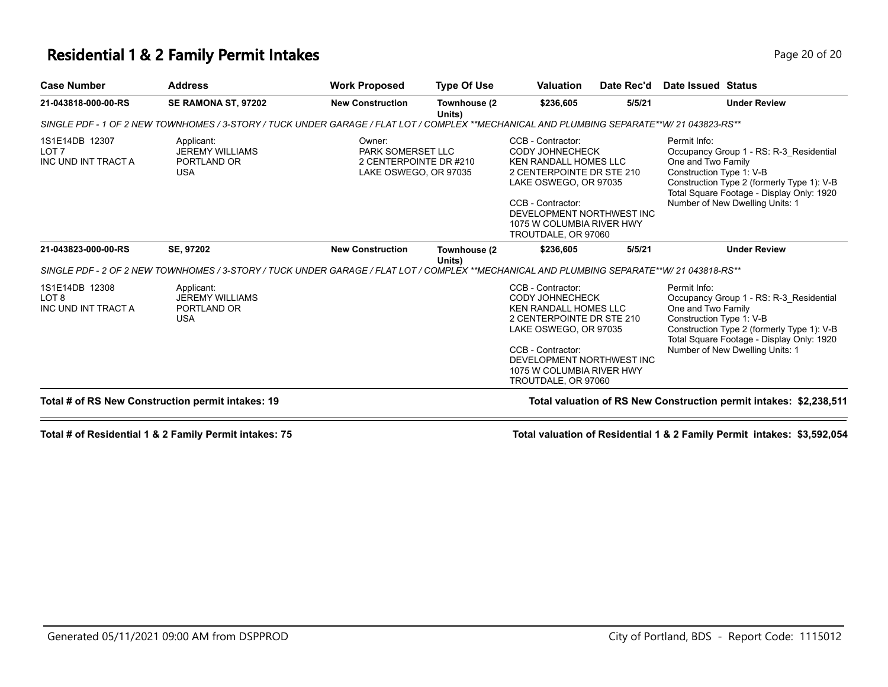# Residential 1 & 2 Family Permit Intakes

| Case Number | Address | Work Proposed | Type Of Use | Valuation | Date Rec'd | Date Issued | Status |
|---|---|---|---|---|---|---|---|
| 21-043818-000-00-RS | SE RAMONA ST, 97202 | New Construction | Townhouse (2 Units) | $236,605 | 5/5/21 | | Under Review |

*SINGLE PDF - 1 OF 2 NEW TOWNHOMES / 3-STORY / TUCK UNDER GARAGE / FLAT LOT / COMPLEX **MECHANICAL AND PLUMBING SEPARATE**W/ 21 043823-RS***

1S1E14DB 12307
LOT 7
INC UND INT TRACT A

Applicant:
JEREMY WILLIAMS
PORTLAND OR
USA

Owner:
PARK SOMERSET LLC
2 CENTERPOINTE DR #210
LAKE OSWEGO, OR 97035

CCB - Contractor:
CODY JOHNECHECK
KEN RANDALL HOMES LLC
2 CENTERPOINTE DR STE 210
LAKE OSWEGO, OR 97035

CCB - Contractor:
DEVELOPMENT NORTHWEST INC
1075 W COLUMBIA RIVER HWY
TROUTDALE, OR 97060

Permit Info:
Occupancy Group 1 - RS: R-3_Residential One and Two Family
Construction Type 1: V-B
Construction Type 2 (formerly Type 1): V-B
Total Square Footage - Display Only: 1920
Number of New Dwelling Units: 1

| Case Number | Address | Work Proposed | Type Of Use | Valuation | Date Rec'd | Date Issued | Status |
|---|---|---|---|---|---|---|---|
| 21-043823-000-00-RS | SE, 97202 | New Construction | Townhouse (2 Units) | $236,605 | 5/5/21 | | Under Review |

*SINGLE PDF - 2 OF 2 NEW TOWNHOMES / 3-STORY / TUCK UNDER GARAGE / FLAT LOT / COMPLEX **MECHANICAL AND PLUMBING SEPARATE**W/ 21 043818-RS***

1S1E14DB 12308
LOT 8
INC UND INT TRACT A

Applicant:
JEREMY WILLIAMS
PORTLAND OR
USA

CCB - Contractor:
CODY JOHNECHECK
KEN RANDALL HOMES LLC
2 CENTERPOINTE DR STE 210
LAKE OSWEGO, OR 97035

CCB - Contractor:
DEVELOPMENT NORTHWEST INC
1075 W COLUMBIA RIVER HWY
TROUTDALE, OR 97060

Permit Info:
Occupancy Group 1 - RS: R-3_Residential One and Two Family
Construction Type 1: V-B
Construction Type 2 (formerly Type 1): V-B
Total Square Footage - Display Only: 1920
Number of New Dwelling Units: 1

**Total # of RS New Construction permit intakes: 19**

**Total valuation of RS New Construction permit intakes: $2,238,511**

**Total # of Residential 1 & 2 Family Permit intakes: 75**

**Total valuation of Residential 1 & 2 Family Permit intakes: $3,592,054**